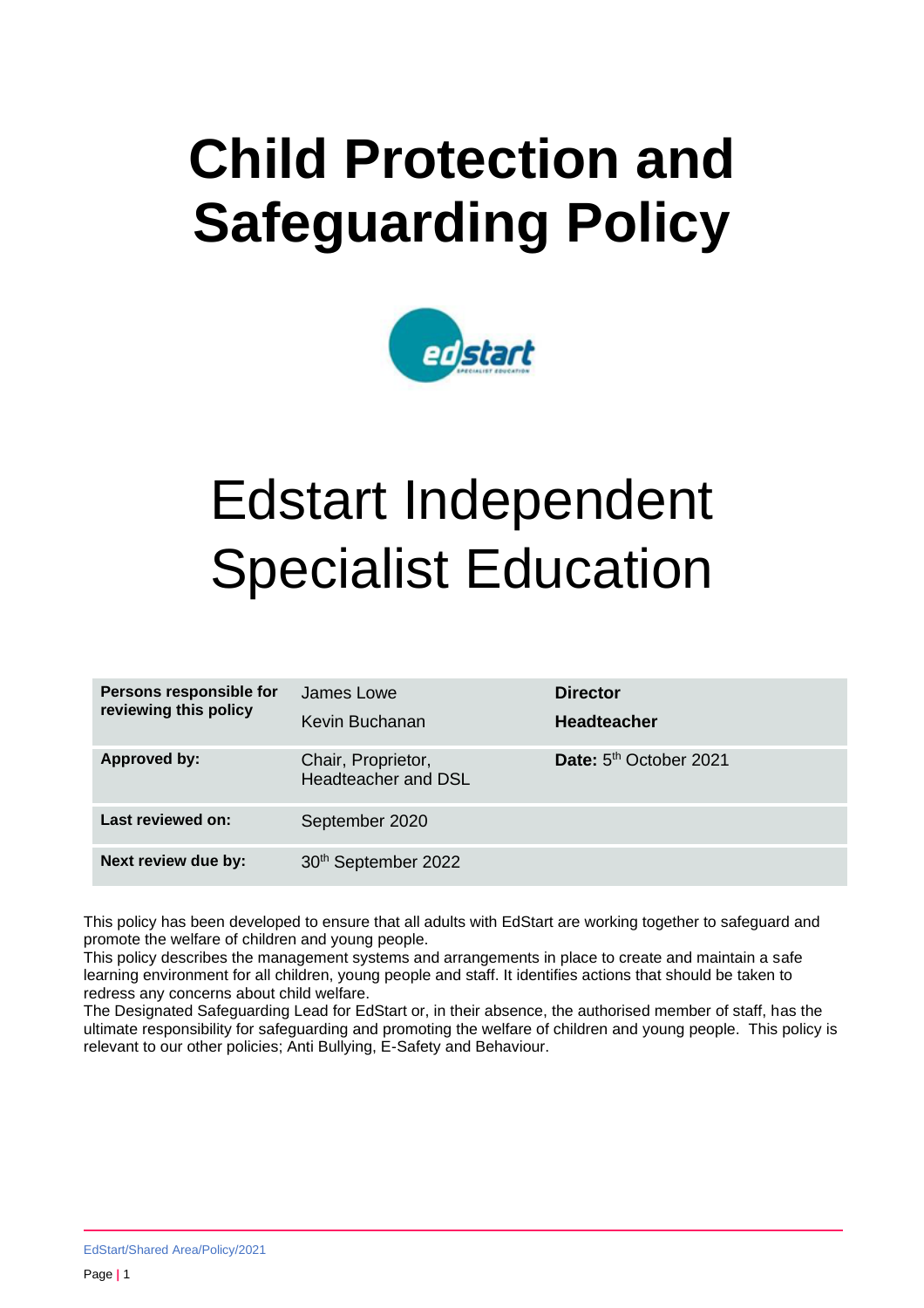# Child Protection and Safeguarding Policy

# Edstart Independent Specialist Education

| Persons responsible for reviewing this policy | James Lowe<br>Kevin Buchanan | **Director**<br>**Headteacher** |
|---|---|---|
| **Approved by:** | Chair, Proprietor, Headteacher and DSL | **Date:** 5th October 2021 |
| **Last reviewed on:** | September 2020 | |
| **Next review due by:** | 30th September 2022 | |

This policy has been developed to ensure that all adults with EdStart are working together to safeguard and promote the welfare of children and young people.

This policy describes the management systems and arrangements in place to create and maintain a safe learning environment for all children, young people and staff. It identifies actions that should be taken to redress any concerns about child welfare.

The Designated Safeguarding Lead for EdStart or, in their absence, the authorised member of staff, has the ultimate responsibility for safeguarding and promoting the welfare of children and young people. This policy is relevant to our other policies; Anti Bullying, E-Safety and Behaviour.

EdStart/Shared Area/Policy/2021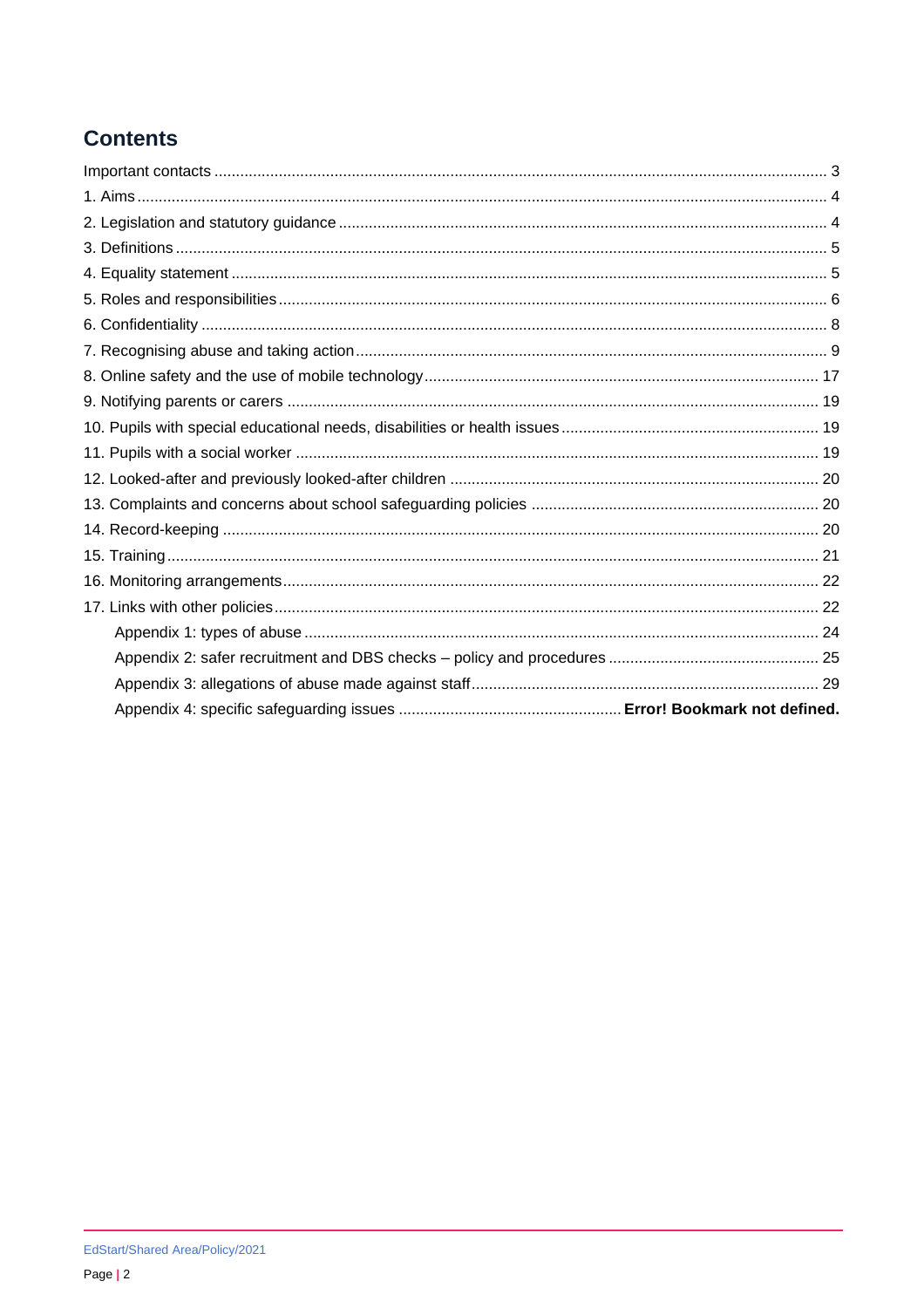## Contents

Important contacts ........................................ 3
1. Aims ........................................ 4
2. Legislation and statutory guidance ........................................ 4
3. Definitions ........................................ 5
4. Equality statement ........................................ 5
5. Roles and responsibilities ........................................ 6
6. Confidentiality ........................................ 8
7. Recognising abuse and taking action ........................................ 9
8. Online safety and the use of mobile technology ........................................ 17
9. Notifying parents or carers ........................................ 19
10. Pupils with special educational needs, disabilities or health issues ........................................ 19
11. Pupils with a social worker ........................................ 19
12. Looked-after and previously looked-after children ........................................ 20
13. Complaints and concerns about school safeguarding policies ........................................ 20
14. Record-keeping ........................................ 20
15. Training ........................................ 21
16. Monitoring arrangements ........................................ 22
17. Links with other policies ........................................ 22
  Appendix 1: types of abuse ........................................ 24
  Appendix 2: safer recruitment and DBS checks – policy and procedures ........................................ 25
  Appendix 3: allegations of abuse made against staff ........................................ 29
  Appendix 4: specific safeguarding issues ........................................ **Error! Bookmark not defined.**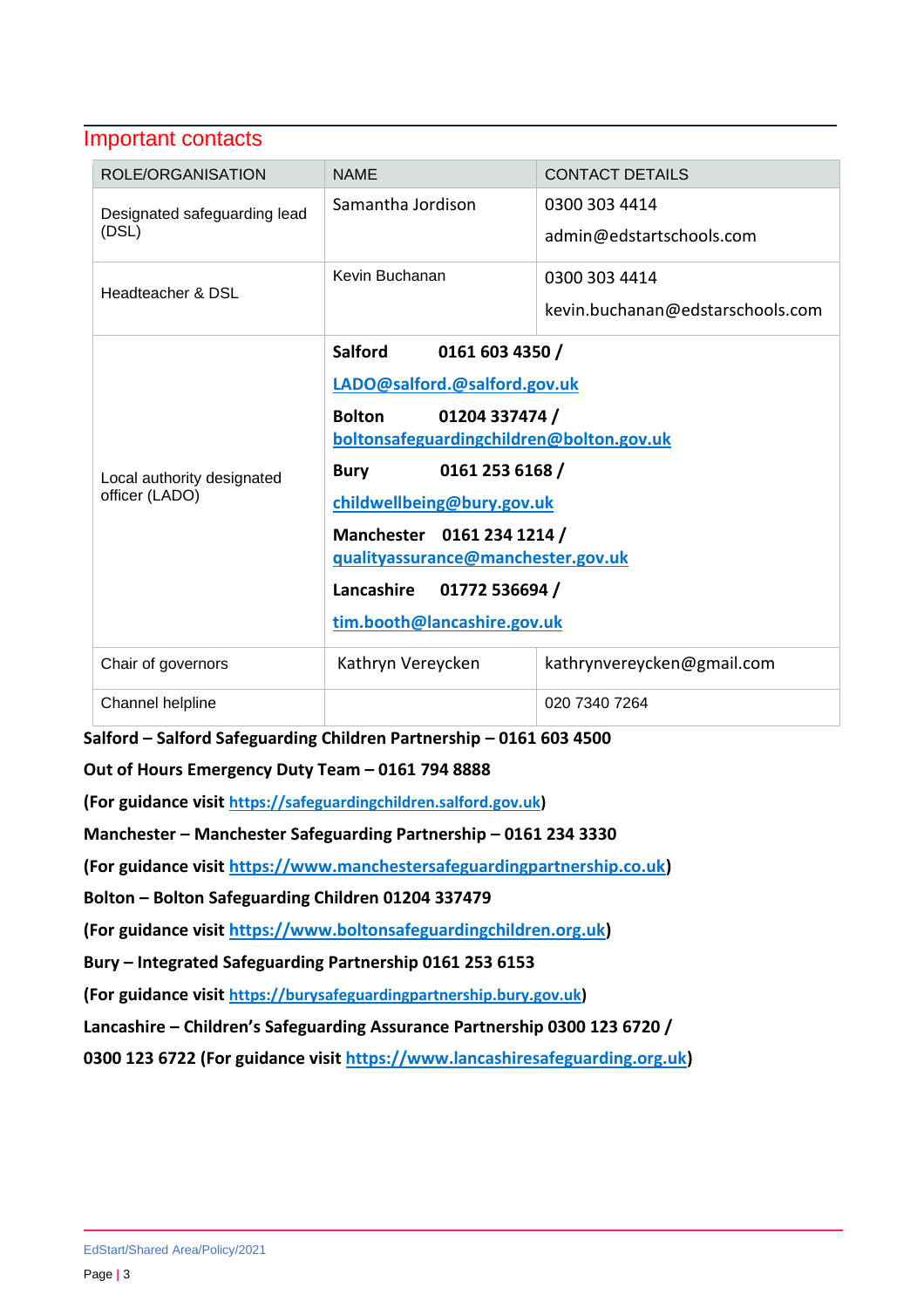## Important contacts

| ROLE/ORGANISATION | NAME | CONTACT DETAILS |
|---|---|---|
| Designated safeguarding lead (DSL) | Samantha Jordison | 0300 303 4414<br>admin@edstartschools.com |
| Headteacher & DSL | Kevin Buchanan | 0300 303 4414<br>kevin.buchanan@edstarschools.com |
| Local authority designated officer (LADO) | **Salford 0161 603 4350 /** **LADO@salford.@salford.gov.uk**<br>**Bolton 01204 337474 /** **boltonsafeguardingchildren@bolton.gov.uk**<br>**Bury 0161 253 6168 /** **childwellbeing@bury.gov.uk**<br>**Manchester 0161 234 1214 /** **qualityassurance@manchester.gov.uk**<br>**Lancashire 01772 536694 /** **tim.booth@lancashire.gov.uk** | |
| Chair of governors | Kathryn Vereycken | kathrynvereycken@gmail.com |
| Channel helpline | | 020 7340 7264 |

**Salford – Salford Safeguarding Children Partnership – 0161 603 4500**

**Out of Hours Emergency Duty Team – 0161 794 8888**

**(For guidance visit https://safeguardingchildren.salford.gov.uk)**

**Manchester – Manchester Safeguarding Partnership – 0161 234 3330**

**(For guidance visit https://www.manchestersafeguardingpartnership.co.uk)**

**Bolton – Bolton Safeguarding Children 01204 337479**

**(For guidance visit https://www.boltonsafeguardingchildren.org.uk)**

**Bury – Integrated Safeguarding Partnership 0161 253 6153**

**(For guidance visit https://burysafeguardingpartnership.bury.gov.uk)**

**Lancashire – Children's Safeguarding Assurance Partnership 0300 123 6720 / 0300 123 6722 (For guidance visit https://www.lancashiresafeguarding.org.uk)**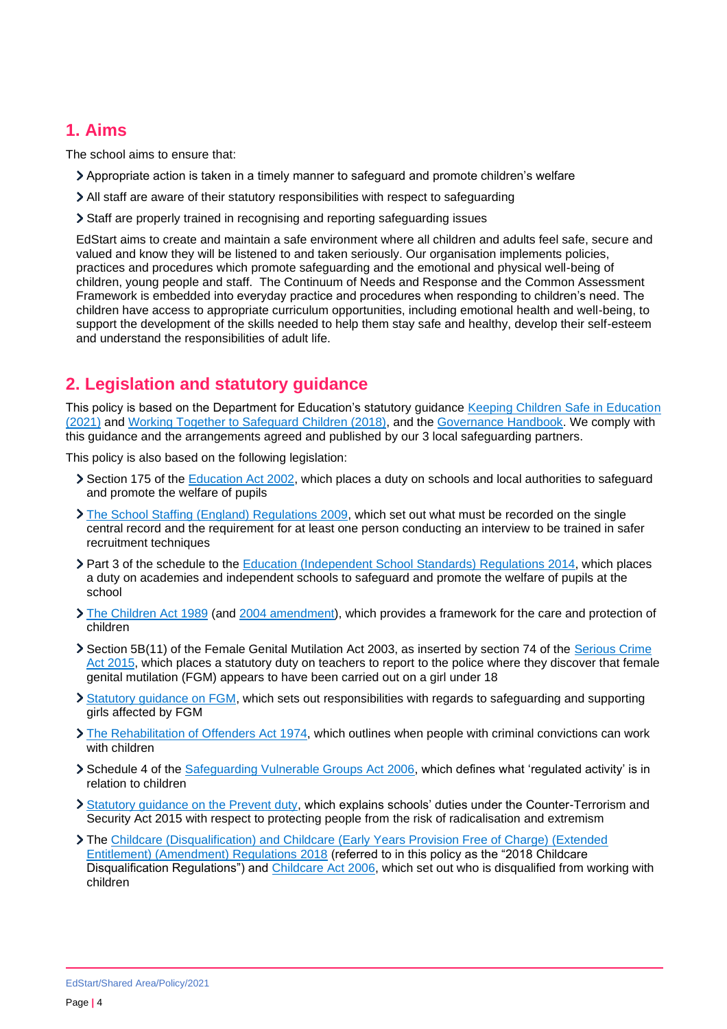## 1. Aims

The school aims to ensure that:

- Appropriate action is taken in a timely manner to safeguard and promote children's welfare
- All staff are aware of their statutory responsibilities with respect to safeguarding
- Staff are properly trained in recognising and reporting safeguarding issues

EdStart aims to create and maintain a safe environment where all children and adults feel safe, secure and valued and know they will be listened to and taken seriously. Our organisation implements policies, practices and procedures which promote safeguarding and the emotional and physical well-being of children, young people and staff. The Continuum of Needs and Response and the Common Assessment Framework is embedded into everyday practice and procedures when responding to children's need. The children have access to appropriate curriculum opportunities, including emotional health and well-being, to support the development of the skills needed to help them stay safe and healthy, develop their self-esteem and understand the responsibilities of adult life.

## 2. Legislation and statutory guidance

This policy is based on the Department for Education's statutory guidance Keeping Children Safe in Education (2021) and Working Together to Safeguard Children (2018), and the Governance Handbook. We comply with this guidance and the arrangements agreed and published by our 3 local safeguarding partners.

This policy is also based on the following legislation:

- Section 175 of the Education Act 2002, which places a duty on schools and local authorities to safeguard and promote the welfare of pupils
- The School Staffing (England) Regulations 2009, which set out what must be recorded on the single central record and the requirement for at least one person conducting an interview to be trained in safer recruitment techniques
- Part 3 of the schedule to the Education (Independent School Standards) Regulations 2014, which places a duty on academies and independent schools to safeguard and promote the welfare of pupils at the school
- The Children Act 1989 (and 2004 amendment), which provides a framework for the care and protection of children
- Section 5B(11) of the Female Genital Mutilation Act 2003, as inserted by section 74 of the Serious Crime Act 2015, which places a statutory duty on teachers to report to the police where they discover that female genital mutilation (FGM) appears to have been carried out on a girl under 18
- Statutory guidance on FGM, which sets out responsibilities with regards to safeguarding and supporting girls affected by FGM
- The Rehabilitation of Offenders Act 1974, which outlines when people with criminal convictions can work with children
- Schedule 4 of the Safeguarding Vulnerable Groups Act 2006, which defines what 'regulated activity' is in relation to children
- Statutory guidance on the Prevent duty, which explains schools' duties under the Counter-Terrorism and Security Act 2015 with respect to protecting people from the risk of radicalisation and extremism
- The Childcare (Disqualification) and Childcare (Early Years Provision Free of Charge) (Extended Entitlement) (Amendment) Regulations 2018 (referred to in this policy as the "2018 Childcare Disqualification Regulations") and Childcare Act 2006, which set out who is disqualified from working with children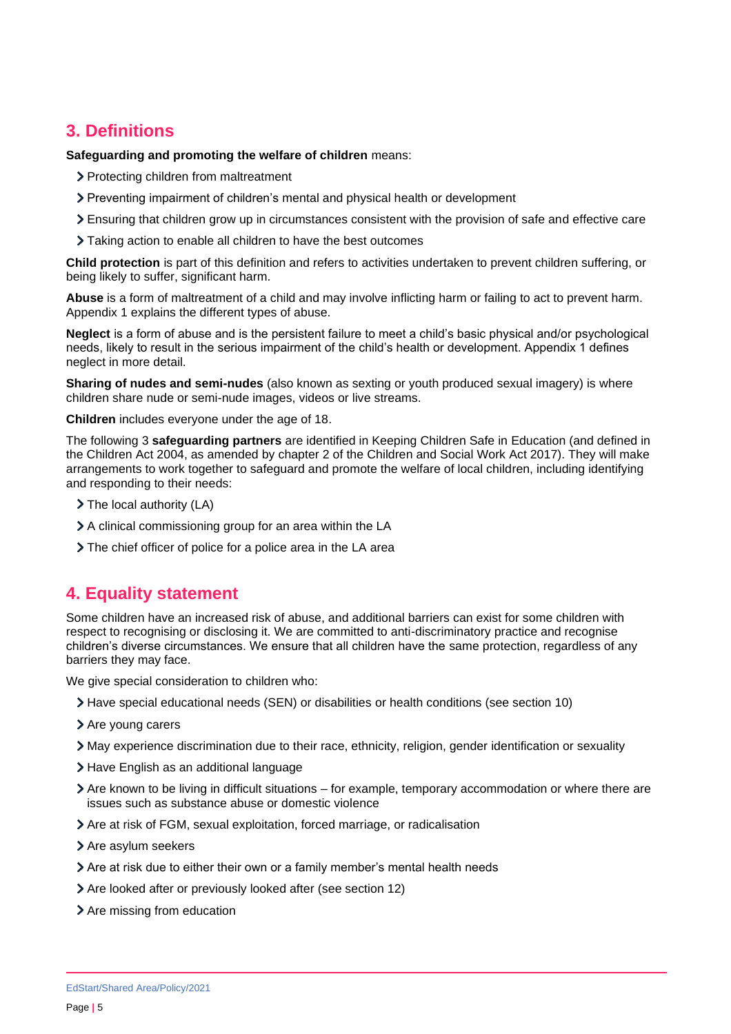## 3. Definitions

**Safeguarding and promoting the welfare of children** means:

- Protecting children from maltreatment
- Preventing impairment of children's mental and physical health or development
- Ensuring that children grow up in circumstances consistent with the provision of safe and effective care
- Taking action to enable all children to have the best outcomes

**Child protection** is part of this definition and refers to activities undertaken to prevent children suffering, or being likely to suffer, significant harm.

**Abuse** is a form of maltreatment of a child and may involve inflicting harm or failing to act to prevent harm. Appendix 1 explains the different types of abuse.

**Neglect** is a form of abuse and is the persistent failure to meet a child's basic physical and/or psychological needs, likely to result in the serious impairment of the child's health or development. Appendix 1 defines neglect in more detail.

**Sharing of nudes and semi-nudes** (also known as sexting or youth produced sexual imagery) is where children share nude or semi-nude images, videos or live streams.

**Children** includes everyone under the age of 18.

The following 3 **safeguarding partners** are identified in Keeping Children Safe in Education (and defined in the Children Act 2004, as amended by chapter 2 of the Children and Social Work Act 2017). They will make arrangements to work together to safeguard and promote the welfare of local children, including identifying and responding to their needs:

- The local authority (LA)
- A clinical commissioning group for an area within the LA
- The chief officer of police for a police area in the LA area

## 4. Equality statement

Some children have an increased risk of abuse, and additional barriers can exist for some children with respect to recognising or disclosing it. We are committed to anti-discriminatory practice and recognise children's diverse circumstances. We ensure that all children have the same protection, regardless of any barriers they may face.

We give special consideration to children who:

- Have special educational needs (SEN) or disabilities or health conditions (see section 10)
- Are young carers
- May experience discrimination due to their race, ethnicity, religion, gender identification or sexuality
- Have English as an additional language
- Are known to be living in difficult situations – for example, temporary accommodation or where there are issues such as substance abuse or domestic violence
- Are at risk of FGM, sexual exploitation, forced marriage, or radicalisation
- Are asylum seekers
- Are at risk due to either their own or a family member's mental health needs
- Are looked after or previously looked after (see section 12)
- Are missing from education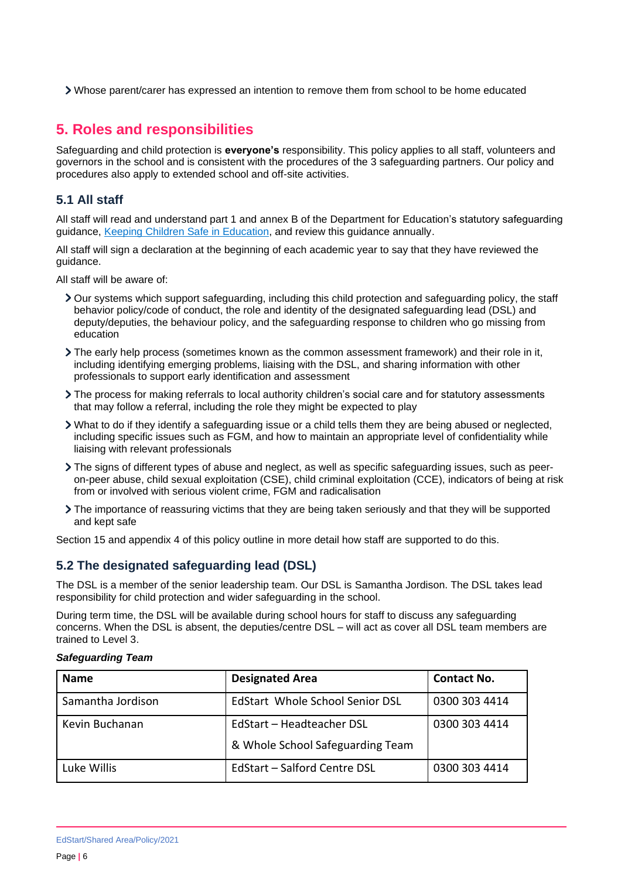- Whose parent/carer has expressed an intention to remove them from school to be home educated

## 5. Roles and responsibilities

Safeguarding and child protection is **everyone's** responsibility. This policy applies to all staff, volunteers and governors in the school and is consistent with the procedures of the 3 safeguarding partners. Our policy and procedures also apply to extended school and off-site activities.

### 5.1 All staff

All staff will read and understand part 1 and annex B of the Department for Education's statutory safeguarding guidance, [Keeping Children Safe in Education](), and review this guidance annually.

All staff will sign a declaration at the beginning of each academic year to say that they have reviewed the guidance.

All staff will be aware of:

- Our systems which support safeguarding, including this child protection and safeguarding policy, the staff behavior policy/code of conduct, the role and identity of the designated safeguarding lead (DSL) and deputy/deputies, the behaviour policy, and the safeguarding response to children who go missing from education
- The early help process (sometimes known as the common assessment framework) and their role in it, including identifying emerging problems, liaising with the DSL, and sharing information with other professionals to support early identification and assessment
- The process for making referrals to local authority children's social care and for statutory assessments that may follow a referral, including the role they might be expected to play
- What to do if they identify a safeguarding issue or a child tells them they are being abused or neglected, including specific issues such as FGM, and how to maintain an appropriate level of confidentiality while liaising with relevant professionals
- The signs of different types of abuse and neglect, as well as specific safeguarding issues, such as peer-on-peer abuse, child sexual exploitation (CSE), child criminal exploitation (CCE), indicators of being at risk from or involved with serious violent crime, FGM and radicalisation
- The importance of reassuring victims that they are being taken seriously and that they will be supported and kept safe

Section 15 and appendix 4 of this policy outline in more detail how staff are supported to do this.

### 5.2 The designated safeguarding lead (DSL)

The DSL is a member of the senior leadership team. Our DSL is Samantha Jordison. The DSL takes lead responsibility for child protection and wider safeguarding in the school.

During term time, the DSL will be available during school hours for staff to discuss any safeguarding concerns. When the DSL is absent, the deputies/centre DSL – will act as cover all DSL team members are trained to Level 3.

***Safeguarding Team***

| Name | Designated Area | Contact No. |
|---|---|---|
| Samantha Jordison | EdStart Whole School Senior DSL | 0300 303 4414 |
| Kevin Buchanan | EdStart – Headteacher DSL & Whole School Safeguarding Team | 0300 303 4414 |
| Luke Willis | EdStart – Salford Centre DSL | 0300 303 4414 |

EdStart/Shared Area/Policy/2021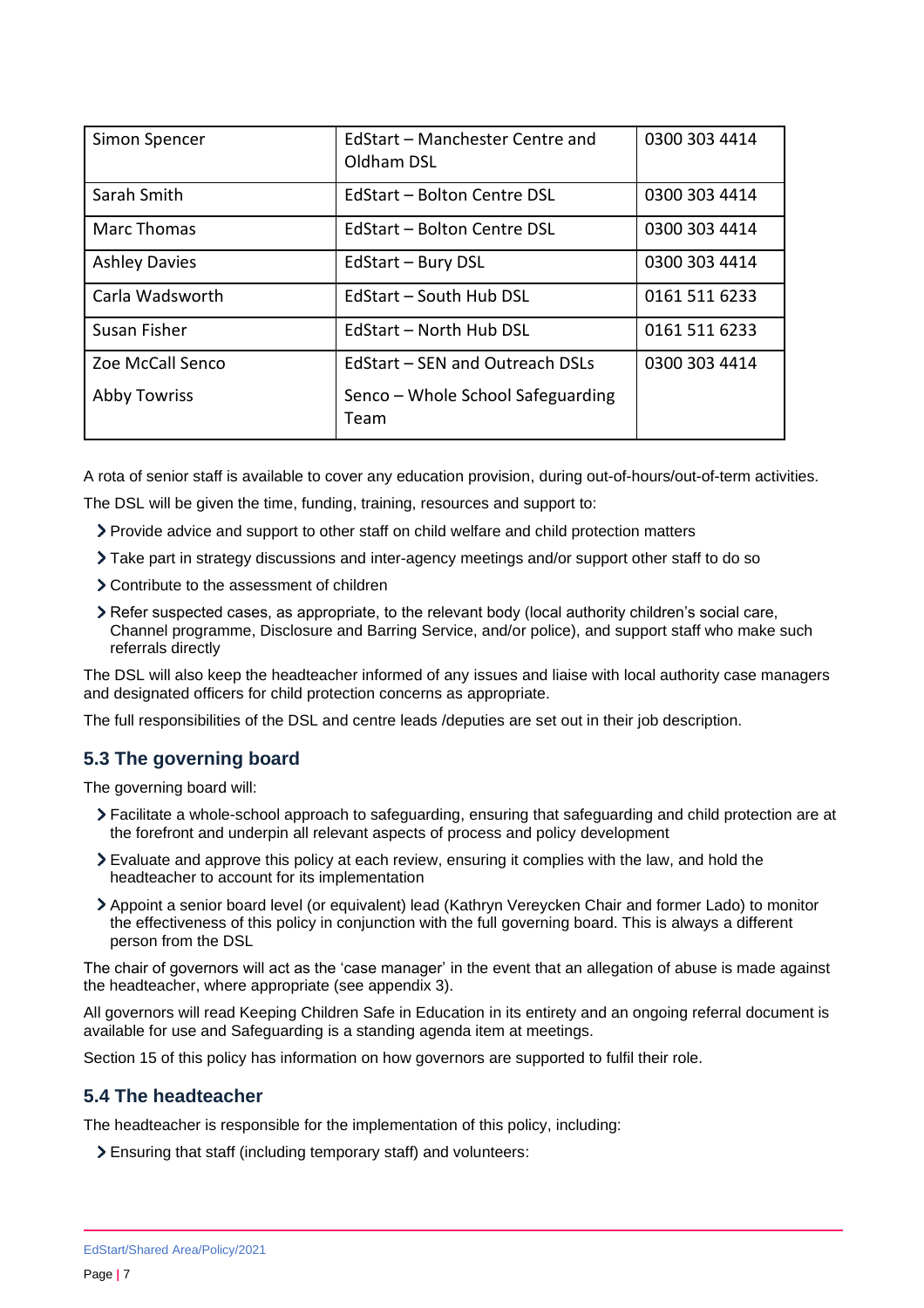| Simon Spencer | EdStart – Manchester Centre and Oldham DSL | 0300 303 4414 |
|---|---|---|
| Sarah Smith | EdStart – Bolton Centre DSL | 0300 303 4414 |
| Marc Thomas | EdStart – Bolton Centre DSL | 0300 303 4414 |
| Ashley Davies | EdStart – Bury DSL | 0300 303 4414 |
| Carla Wadsworth | EdStart – South Hub DSL | 0161 511 6233 |
| Susan Fisher | EdStart – North Hub DSL | 0161 511 6233 |
| Zoe McCall Senco<br>Abby Towriss | EdStart – SEN and Outreach DSLs<br>Senco – Whole School Safeguarding Team | 0300 303 4414 |

A rota of senior staff is available to cover any education provision, during out-of-hours/out-of-term activities.

The DSL will be given the time, funding, training, resources and support to:

- Provide advice and support to other staff on child welfare and child protection matters
- Take part in strategy discussions and inter-agency meetings and/or support other staff to do so
- Contribute to the assessment of children
- Refer suspected cases, as appropriate, to the relevant body (local authority children's social care, Channel programme, Disclosure and Barring Service, and/or police), and support staff who make such referrals directly

The DSL will also keep the headteacher informed of any issues and liaise with local authority case managers and designated officers for child protection concerns as appropriate.

The full responsibilities of the DSL and centre leads /deputies are set out in their job description.

## 5.3 The governing board

The governing board will:

- Facilitate a whole-school approach to safeguarding, ensuring that safeguarding and child protection are at the forefront and underpin all relevant aspects of process and policy development
- Evaluate and approve this policy at each review, ensuring it complies with the law, and hold the headteacher to account for its implementation
- Appoint a senior board level (or equivalent) lead (Kathryn Vereycken Chair and former Lado) to monitor the effectiveness of this policy in conjunction with the full governing board. This is always a different person from the DSL

The chair of governors will act as the 'case manager' in the event that an allegation of abuse is made against the headteacher, where appropriate (see appendix 3).

All governors will read Keeping Children Safe in Education in its entirety and an ongoing referral document is available for use and Safeguarding is a standing agenda item at meetings.

Section 15 of this policy has information on how governors are supported to fulfil their role.

## 5.4 The headteacher

The headteacher is responsible for the implementation of this policy, including:

- Ensuring that staff (including temporary staff) and volunteers: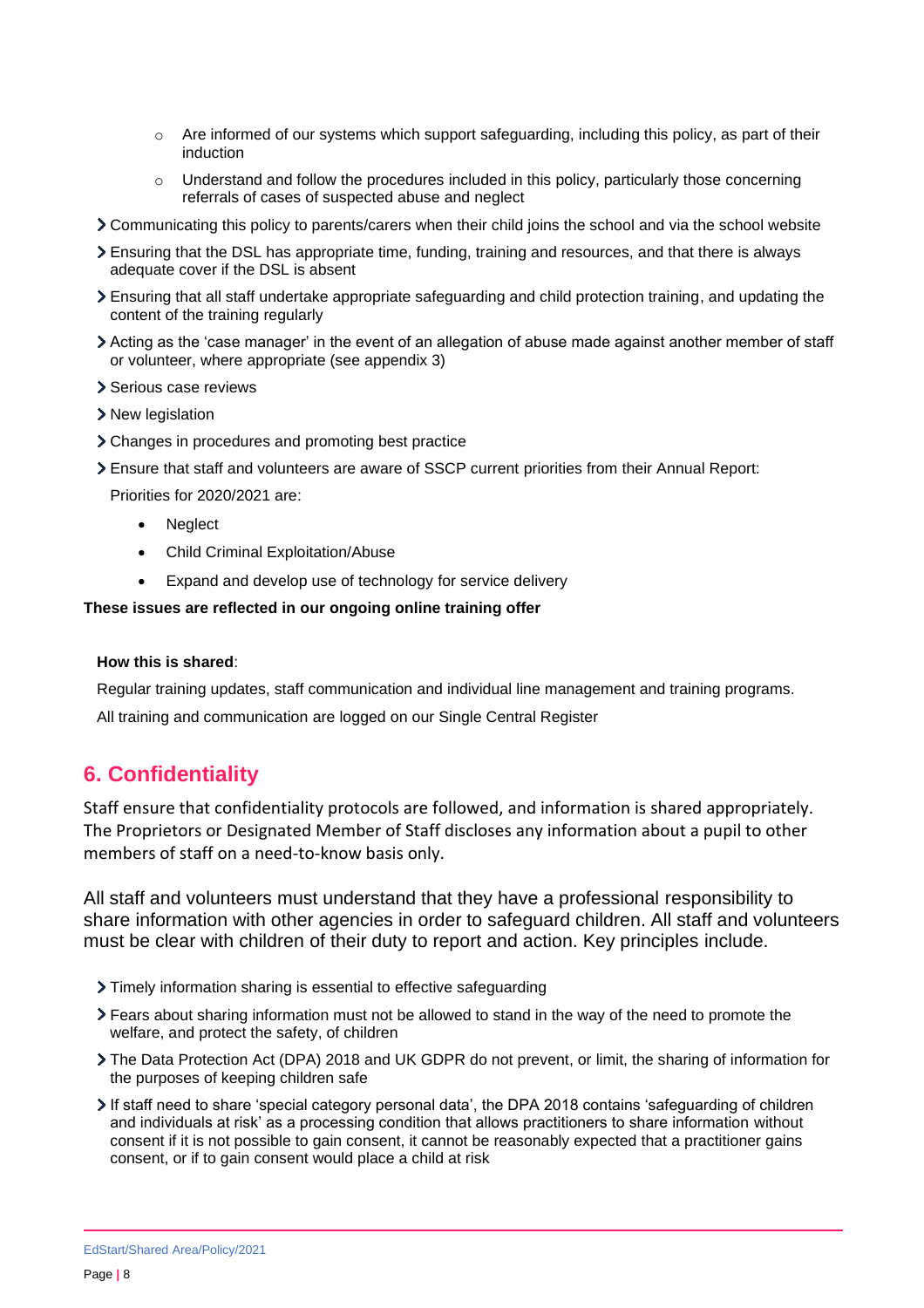- Are informed of our systems which support safeguarding, including this policy, as part of their induction
    - Understand and follow the procedures included in this policy, particularly those concerning referrals of cases of suspected abuse and neglect

- Communicating this policy to parents/carers when their child joins the school and via the school website
- Ensuring that the DSL has appropriate time, funding, training and resources, and that there is always adequate cover if the DSL is absent
- Ensuring that all staff undertake appropriate safeguarding and child protection training, and updating the content of the training regularly
- Acting as the 'case manager' in the event of an allegation of abuse made against another member of staff or volunteer, where appropriate (see appendix 3)
- Serious case reviews
- New legislation
- Changes in procedures and promoting best practice
- Ensure that staff and volunteers are aware of SSCP current priorities from their Annual Report:

  Priorities for 2020/2021 are:

    - Neglect
    - Child Criminal Exploitation/Abuse
    - Expand and develop use of technology for service delivery

**These issues are reflected in our ongoing online training offer**

**How this is shared**:

Regular training updates, staff communication and individual line management and training programs.

All training and communication are logged on our Single Central Register

## 6. Confidentiality

Staff ensure that confidentiality protocols are followed, and information is shared appropriately. The Proprietors or Designated Member of Staff discloses any information about a pupil to other members of staff on a need-to-know basis only.

All staff and volunteers must understand that they have a professional responsibility to share information with other agencies in order to safeguard children. All staff and volunteers must be clear with children of their duty to report and action. Key principles include.

- Timely information sharing is essential to effective safeguarding
- Fears about sharing information must not be allowed to stand in the way of the need to promote the welfare, and protect the safety, of children
- The Data Protection Act (DPA) 2018 and UK GDPR do not prevent, or limit, the sharing of information for the purposes of keeping children safe
- If staff need to share 'special category personal data', the DPA 2018 contains 'safeguarding of children and individuals at risk' as a processing condition that allows practitioners to share information without consent if it is not possible to gain consent, it cannot be reasonably expected that a practitioner gains consent, or if to gain consent would place a child at risk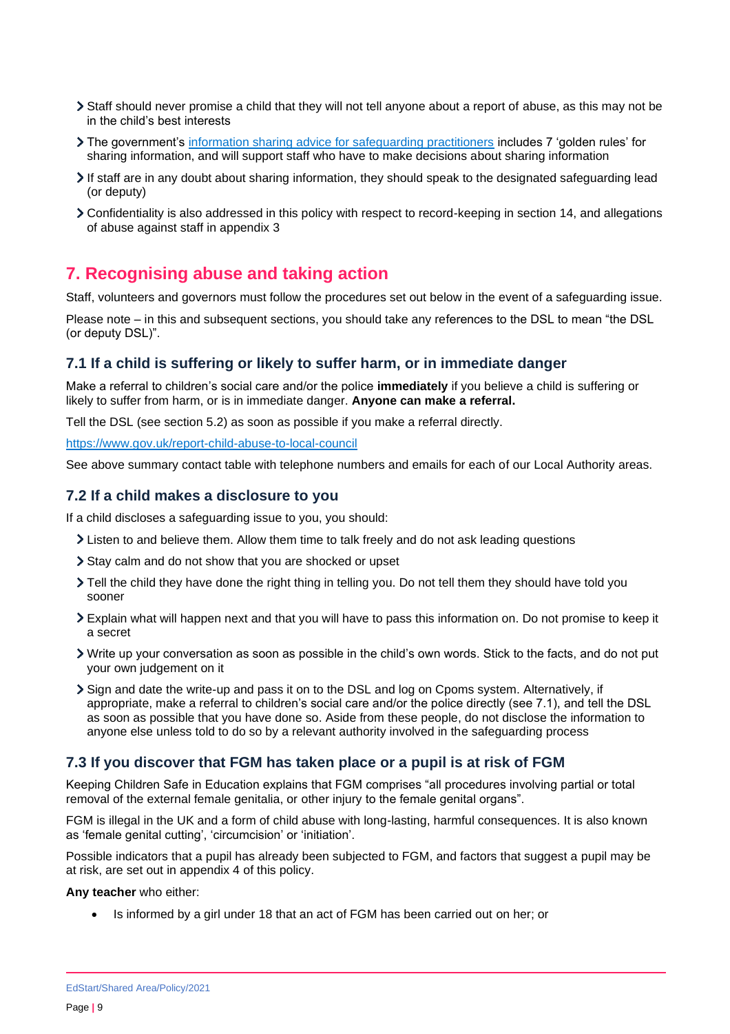- Staff should never promise a child that they will not tell anyone about a report of abuse, as this may not be in the child's best interests
- The government's [information sharing advice for safeguarding practitioners](#) includes 7 'golden rules' for sharing information, and will support staff who have to make decisions about sharing information
- If staff are in any doubt about sharing information, they should speak to the designated safeguarding lead (or deputy)
- Confidentiality is also addressed in this policy with respect to record-keeping in section 14, and allegations of abuse against staff in appendix 3

## 7. Recognising abuse and taking action

Staff, volunteers and governors must follow the procedures set out below in the event of a safeguarding issue.

Please note – in this and subsequent sections, you should take any references to the DSL to mean "the DSL (or deputy DSL)".

### 7.1 If a child is suffering or likely to suffer harm, or in immediate danger

Make a referral to children's social care and/or the police **immediately** if you believe a child is suffering or likely to suffer from harm, or is in immediate danger. **Anyone can make a referral.**

Tell the DSL (see section 5.2) as soon as possible if you make a referral directly.

https://www.gov.uk/report-child-abuse-to-local-council

See above summary contact table with telephone numbers and emails for each of our Local Authority areas.

### 7.2 If a child makes a disclosure to you

If a child discloses a safeguarding issue to you, you should:

- Listen to and believe them. Allow them time to talk freely and do not ask leading questions
- Stay calm and do not show that you are shocked or upset
- Tell the child they have done the right thing in telling you. Do not tell them they should have told you sooner
- Explain what will happen next and that you will have to pass this information on. Do not promise to keep it a secret
- Write up your conversation as soon as possible in the child's own words. Stick to the facts, and do not put your own judgement on it
- Sign and date the write-up and pass it on to the DSL and log on Cpoms system. Alternatively, if appropriate, make a referral to children's social care and/or the police directly (see 7.1), and tell the DSL as soon as possible that you have done so. Aside from these people, do not disclose the information to anyone else unless told to do so by a relevant authority involved in the safeguarding process

### 7.3 If you discover that FGM has taken place or a pupil is at risk of FGM

Keeping Children Safe in Education explains that FGM comprises "all procedures involving partial or total removal of the external female genitalia, or other injury to the female genital organs".

FGM is illegal in the UK and a form of child abuse with long-lasting, harmful consequences. It is also known as 'female genital cutting', 'circumcision' or 'initiation'.

Possible indicators that a pupil has already been subjected to FGM, and factors that suggest a pupil may be at risk, are set out in appendix 4 of this policy.

**Any teacher** who either:

- Is informed by a girl under 18 that an act of FGM has been carried out on her; or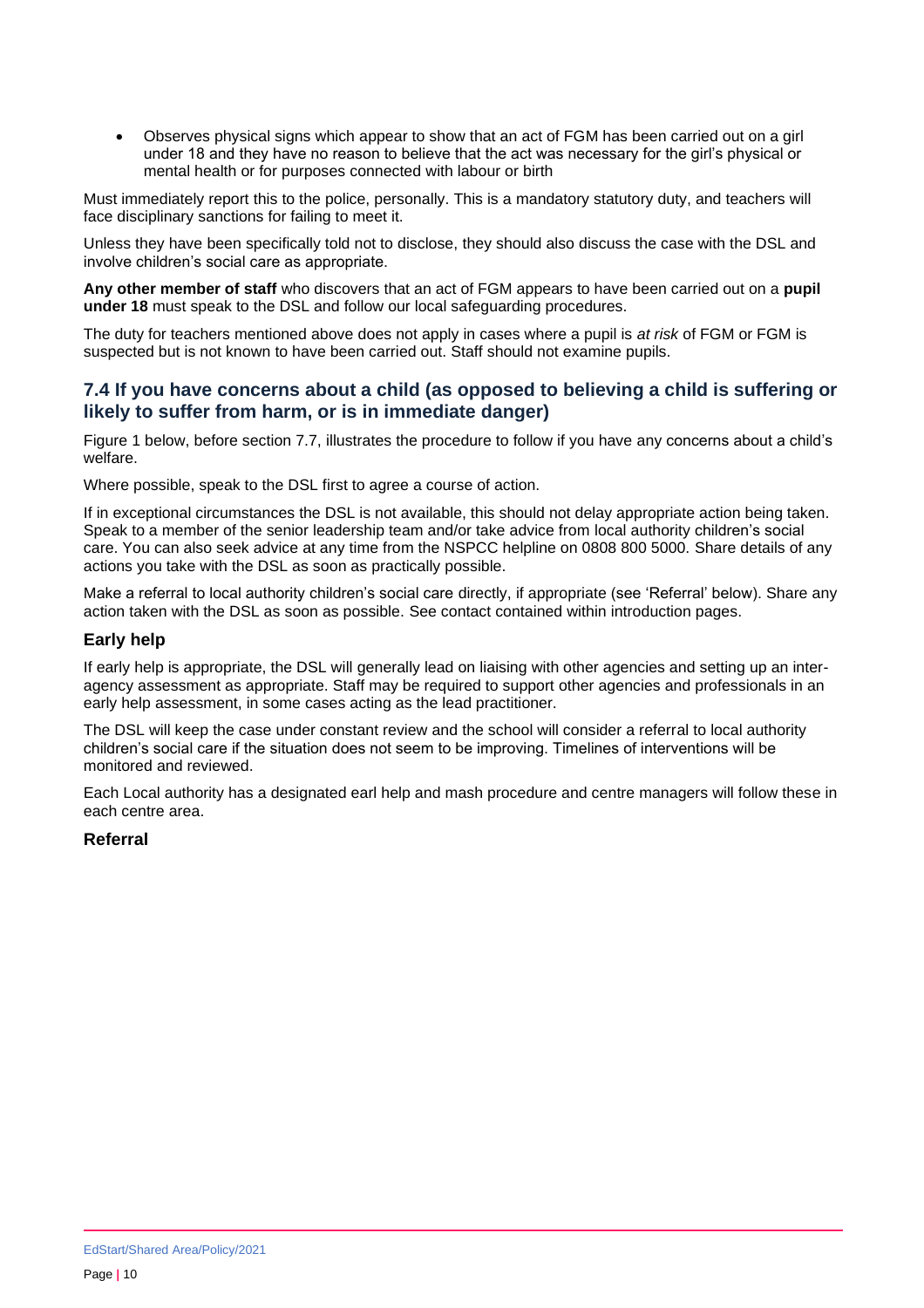- Observes physical signs which appear to show that an act of FGM has been carried out on a girl under 18 and they have no reason to believe that the act was necessary for the girl's physical or mental health or for purposes connected with labour or birth

Must immediately report this to the police, personally. This is a mandatory statutory duty, and teachers will face disciplinary sanctions for failing to meet it.

Unless they have been specifically told not to disclose, they should also discuss the case with the DSL and involve children's social care as appropriate.

**Any other member of staff** who discovers that an act of FGM appears to have been carried out on a **pupil under 18** must speak to the DSL and follow our local safeguarding procedures.

The duty for teachers mentioned above does not apply in cases where a pupil is *at risk* of FGM or FGM is suspected but is not known to have been carried out. Staff should not examine pupils.

## 7.4 If you have concerns about a child (as opposed to believing a child is suffering or likely to suffer from harm, or is in immediate danger)

Figure 1 below, before section 7.7, illustrates the procedure to follow if you have any concerns about a child's welfare.

Where possible, speak to the DSL first to agree a course of action.

If in exceptional circumstances the DSL is not available, this should not delay appropriate action being taken. Speak to a member of the senior leadership team and/or take advice from local authority children's social care. You can also seek advice at any time from the NSPCC helpline on 0808 800 5000. Share details of any actions you take with the DSL as soon as practically possible.

Make a referral to local authority children's social care directly, if appropriate (see 'Referral' below). Share any action taken with the DSL as soon as possible. See contact contained within introduction pages.

### Early help

If early help is appropriate, the DSL will generally lead on liaising with other agencies and setting up an inter-agency assessment as appropriate. Staff may be required to support other agencies and professionals in an early help assessment, in some cases acting as the lead practitioner.

The DSL will keep the case under constant review and the school will consider a referral to local authority children's social care if the situation does not seem to be improving. Timelines of interventions will be monitored and reviewed.

Each Local authority has a designated earl help and mash procedure and centre managers will follow these in each centre area.

### Referral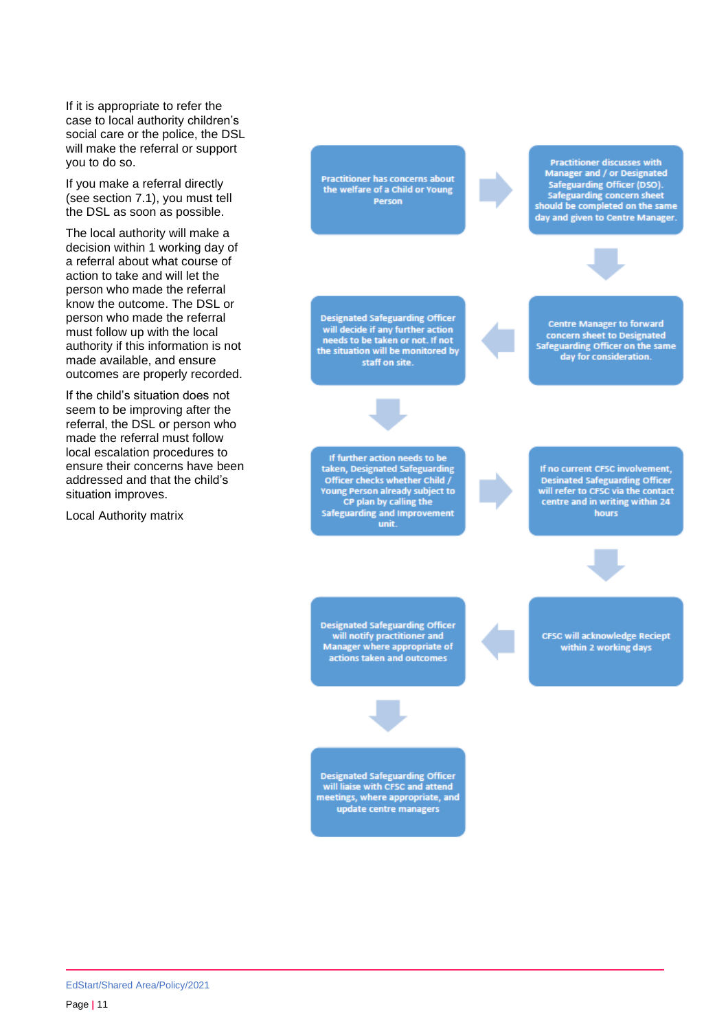If it is appropriate to refer the case to local authority children's social care or the police, the DSL will make the referral or support you to do so.

If you make a referral directly (see section 7.1), you must tell the DSL as soon as possible.

The local authority will make a decision within 1 working day of a referral about what course of action to take and will let the person who made the referral know the outcome. The DSL or person who made the referral must follow up with the local authority if this information is not made available, and ensure outcomes are properly recorded.

If the child's situation does not seem to be improving after the referral, the DSL or person who made the referral must follow local escalation procedures to ensure their concerns have been addressed and that the child's situation improves.

Local Authority matrix

1. Practitioner has concerns about the welfare of a Child or Young Person
2. Practitioner discusses with Manager and / or Designated Safeguarding Officer (DSO). Safeguarding concern sheet should be completed on the same day and given to Centre Manager.
3. Centre Manager to forward concern sheet to Designated Safeguarding Officer on the same day for consideration.
4. Designated Safeguarding Officer will decide if any further action needs to be taken or not. If not the situation will be monitored by staff on site.
5. If further action needs to be taken, Designated Safeguarding Officer checks whether Child / Young Person already subject to CP plan by calling the Safeguarding and Improvement unit.
6. If no current CFSC involvement, Desinated Safeguarding Officer will refer to CFSC via the contact centre and in writing within 24 hours
7. CFSC will acknowledge Reciept within 2 working days
8. Designated Safeguarding Officer will notify practitioner and Manager where appropriate of actions taken and outcomes
9. Designated Safeguarding Officer will liaise with CFSC and attend meetings, where appropriate, and update centre managers

EdStart/Shared Area/Policy/2021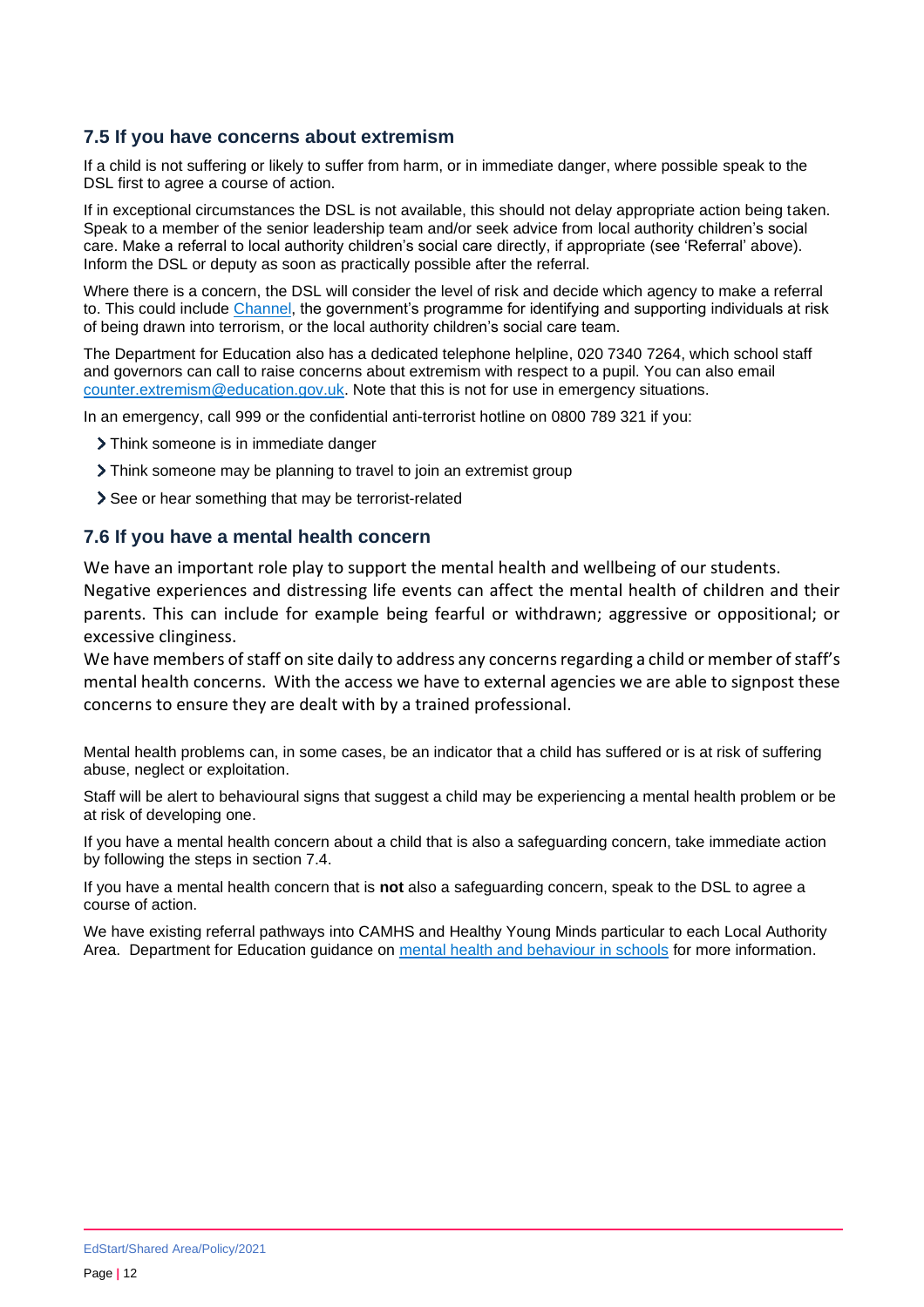### 7.5 If you have concerns about extremism

If a child is not suffering or likely to suffer from harm, or in immediate danger, where possible speak to the DSL first to agree a course of action.

If in exceptional circumstances the DSL is not available, this should not delay appropriate action being taken. Speak to a member of the senior leadership team and/or seek advice from local authority children's social care. Make a referral to local authority children's social care directly, if appropriate (see 'Referral' above). Inform the DSL or deputy as soon as practically possible after the referral.

Where there is a concern, the DSL will consider the level of risk and decide which agency to make a referral to. This could include [Channel](), the government's programme for identifying and supporting individuals at risk of being drawn into terrorism, or the local authority children's social care team.

The Department for Education also has a dedicated telephone helpline, 020 7340 7264, which school staff and governors can call to raise concerns about extremism with respect to a pupil. You can also email [counter.extremism@education.gov.uk](mailto:counter.extremism@education.gov.uk). Note that this is not for use in emergency situations.

In an emergency, call 999 or the confidential anti-terrorist hotline on 0800 789 321 if you:

- Think someone is in immediate danger
- Think someone may be planning to travel to join an extremist group
- See or hear something that may be terrorist-related

### 7.6 If you have a mental health concern

We have an important role play to support the mental health and wellbeing of our students. Negative experiences and distressing life events can affect the mental health of children and their parents. This can include for example being fearful or withdrawn; aggressive or oppositional; or excessive clinginess.
We have members of staff on site daily to address any concerns regarding a child or member of staff's mental health concerns. With the access we have to external agencies we are able to signpost these concerns to ensure they are dealt with by a trained professional.

Mental health problems can, in some cases, be an indicator that a child has suffered or is at risk of suffering abuse, neglect or exploitation.

Staff will be alert to behavioural signs that suggest a child may be experiencing a mental health problem or be at risk of developing one.

If you have a mental health concern about a child that is also a safeguarding concern, take immediate action by following the steps in section 7.4.

If you have a mental health concern that is **not** also a safeguarding concern, speak to the DSL to agree a course of action.

We have existing referral pathways into CAMHS and Healthy Young Minds particular to each Local Authority Area. Department for Education guidance on [mental health and behaviour in schools]() for more information.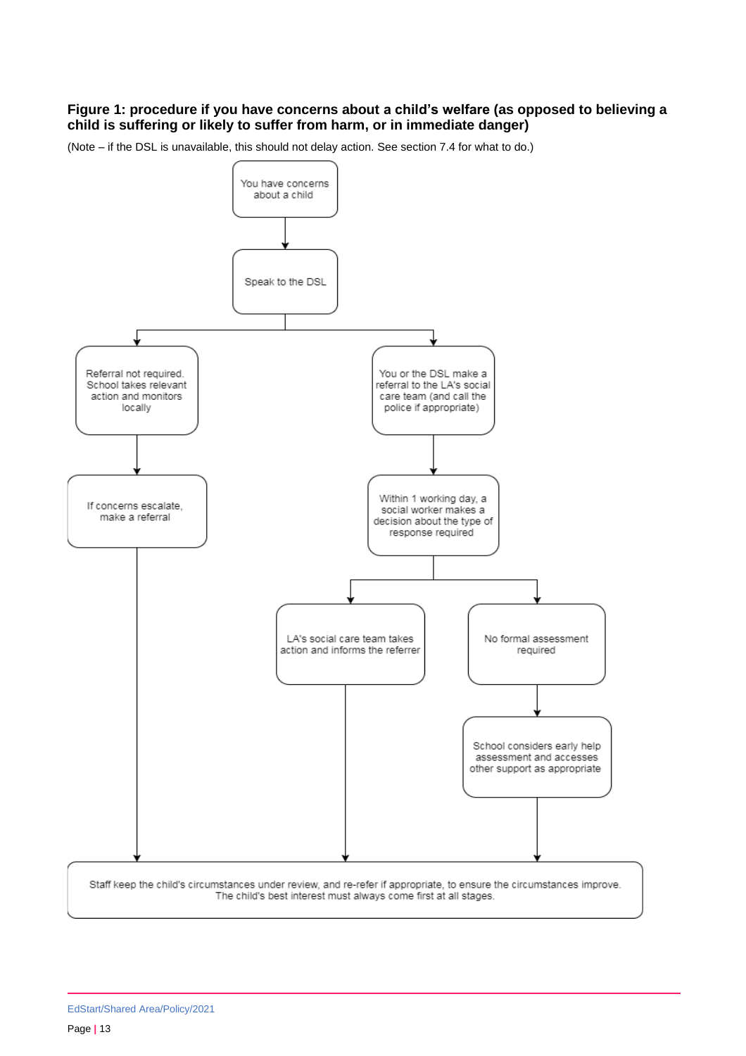**Figure 1: procedure if you have concerns about a child's welfare (as opposed to believing a child is suffering or likely to suffer from harm, or in immediate danger)**

(Note – if the DSL is unavailable, this should not delay action. See section 7.4 for what to do.)

You have concerns about a child

Speak to the DSL

Referral not required. School takes relevant action and monitors locally

If concerns escalate, make a referral

You or the DSL make a referral to the LA's social care team (and call the police if appropriate)

Within 1 working day, a social worker makes a decision about the type of response required

LA's social care team takes action and informs the referrer

No formal assessment required

School considers early help assessment and accesses other support as appropriate

Staff keep the child's circumstances under review, and re-refer if appropriate, to ensure the circumstances improve. The child's best interest must always come first at all stages.

EdStart/Shared Area/Policy/2021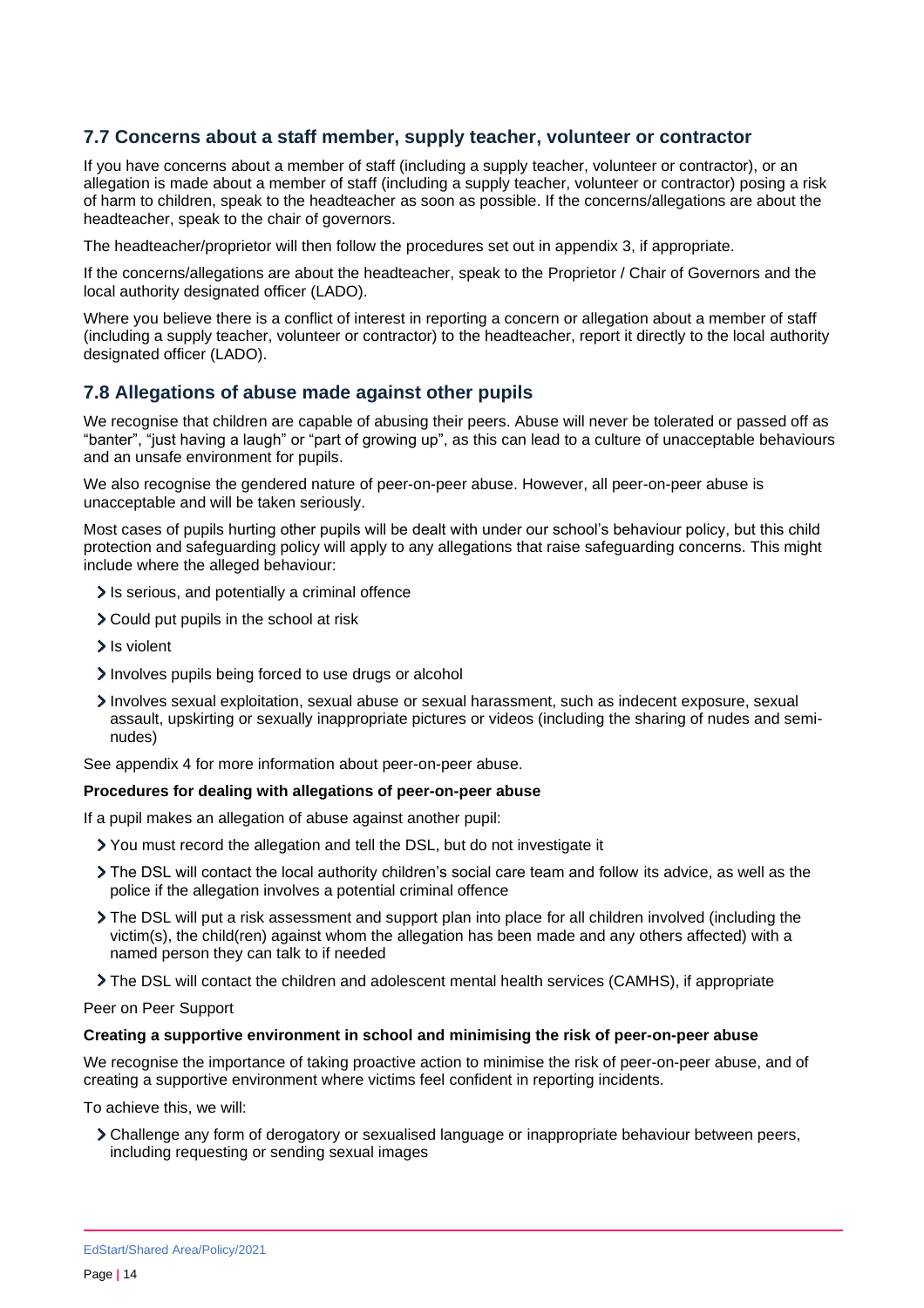## 7.7 Concerns about a staff member, supply teacher, volunteer or contractor

If you have concerns about a member of staff (including a supply teacher, volunteer or contractor), or an allegation is made about a member of staff (including a supply teacher, volunteer or contractor) posing a risk of harm to children, speak to the headteacher as soon as possible. If the concerns/allegations are about the headteacher, speak to the chair of governors.

The headteacher/proprietor will then follow the procedures set out in appendix 3, if appropriate.

If the concerns/allegations are about the headteacher, speak to the Proprietor / Chair of Governors and the local authority designated officer (LADO).

Where you believe there is a conflict of interest in reporting a concern or allegation about a member of staff (including a supply teacher, volunteer or contractor) to the headteacher, report it directly to the local authority designated officer (LADO).

## 7.8 Allegations of abuse made against other pupils

We recognise that children are capable of abusing their peers. Abuse will never be tolerated or passed off as "banter", "just having a laugh" or "part of growing up", as this can lead to a culture of unacceptable behaviours and an unsafe environment for pupils.

We also recognise the gendered nature of peer-on-peer abuse. However, all peer-on-peer abuse is unacceptable and will be taken seriously.

Most cases of pupils hurting other pupils will be dealt with under our school's behaviour policy, but this child protection and safeguarding policy will apply to any allegations that raise safeguarding concerns. This might include where the alleged behaviour:

- Is serious, and potentially a criminal offence
- Could put pupils in the school at risk
- Is violent
- Involves pupils being forced to use drugs or alcohol
- Involves sexual exploitation, sexual abuse or sexual harassment, such as indecent exposure, sexual assault, upskirting or sexually inappropriate pictures or videos (including the sharing of nudes and semi-nudes)

See appendix 4 for more information about peer-on-peer abuse.

**Procedures for dealing with allegations of peer-on-peer abuse**

If a pupil makes an allegation of abuse against another pupil:

- You must record the allegation and tell the DSL, but do not investigate it
- The DSL will contact the local authority children's social care team and follow its advice, as well as the police if the allegation involves a potential criminal offence
- The DSL will put a risk assessment and support plan into place for all children involved (including the victim(s), the child(ren) against whom the allegation has been made and any others affected) with a named person they can talk to if needed
- The DSL will contact the children and adolescent mental health services (CAMHS), if appropriate

Peer on Peer Support

**Creating a supportive environment in school and minimising the risk of peer-on-peer abuse**

We recognise the importance of taking proactive action to minimise the risk of peer-on-peer abuse, and of creating a supportive environment where victims feel confident in reporting incidents.

To achieve this, we will:

- Challenge any form of derogatory or sexualised language or inappropriate behaviour between peers, including requesting or sending sexual images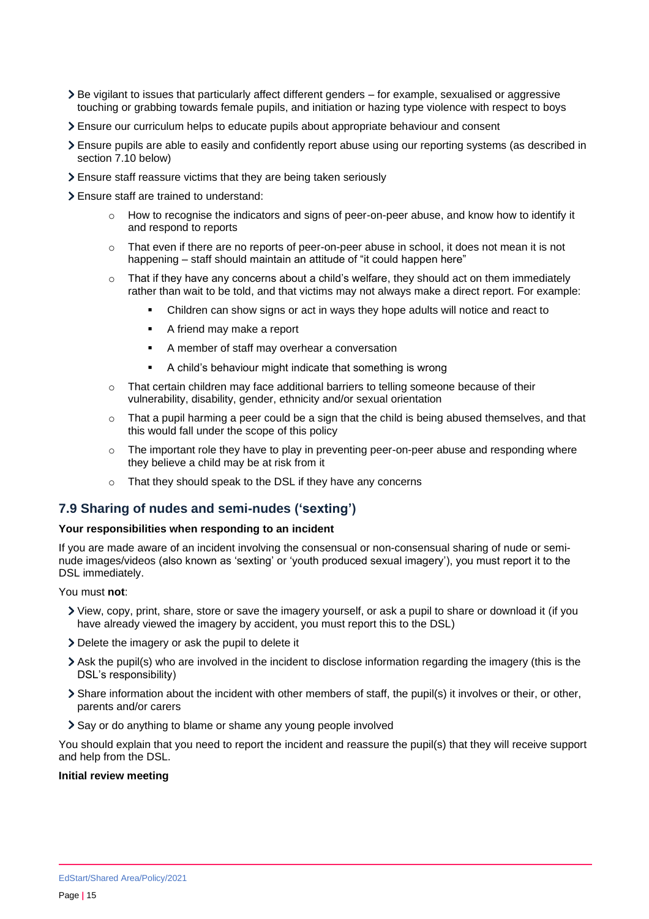- Be vigilant to issues that particularly affect different genders – for example, sexualised or aggressive touching or grabbing towards female pupils, and initiation or hazing type violence with respect to boys
- Ensure our curriculum helps to educate pupils about appropriate behaviour and consent
- Ensure pupils are able to easily and confidently report abuse using our reporting systems (as described in section 7.10 below)
- Ensure staff reassure victims that they are being taken seriously
- Ensure staff are trained to understand:
  - How to recognise the indicators and signs of peer-on-peer abuse, and know how to identify it and respond to reports
  - That even if there are no reports of peer-on-peer abuse in school, it does not mean it is not happening – staff should maintain an attitude of "it could happen here"
  - That if they have any concerns about a child's welfare, they should act on them immediately rather than wait to be told, and that victims may not always make a direct report. For example:
    - Children can show signs or act in ways they hope adults will notice and react to
    - A friend may make a report
    - A member of staff may overhear a conversation
    - A child's behaviour might indicate that something is wrong
  - That certain children may face additional barriers to telling someone because of their vulnerability, disability, gender, ethnicity and/or sexual orientation
  - That a pupil harming a peer could be a sign that the child is being abused themselves, and that this would fall under the scope of this policy
  - The important role they have to play in preventing peer-on-peer abuse and responding where they believe a child may be at risk from it
  - That they should speak to the DSL if they have any concerns

## 7.9 Sharing of nudes and semi-nudes ('sexting')

**Your responsibilities when responding to an incident**

If you are made aware of an incident involving the consensual or non-consensual sharing of nude or semi-nude images/videos (also known as 'sexting' or 'youth produced sexual imagery'), you must report it to the DSL immediately.

You must **not**:

- View, copy, print, share, store or save the imagery yourself, or ask a pupil to share or download it (if you have already viewed the imagery by accident, you must report this to the DSL)
- Delete the imagery or ask the pupil to delete it
- Ask the pupil(s) who are involved in the incident to disclose information regarding the imagery (this is the DSL's responsibility)
- Share information about the incident with other members of staff, the pupil(s) it involves or their, or other, parents and/or carers
- Say or do anything to blame or shame any young people involved

You should explain that you need to report the incident and reassure the pupil(s) that they will receive support and help from the DSL.

**Initial review meeting**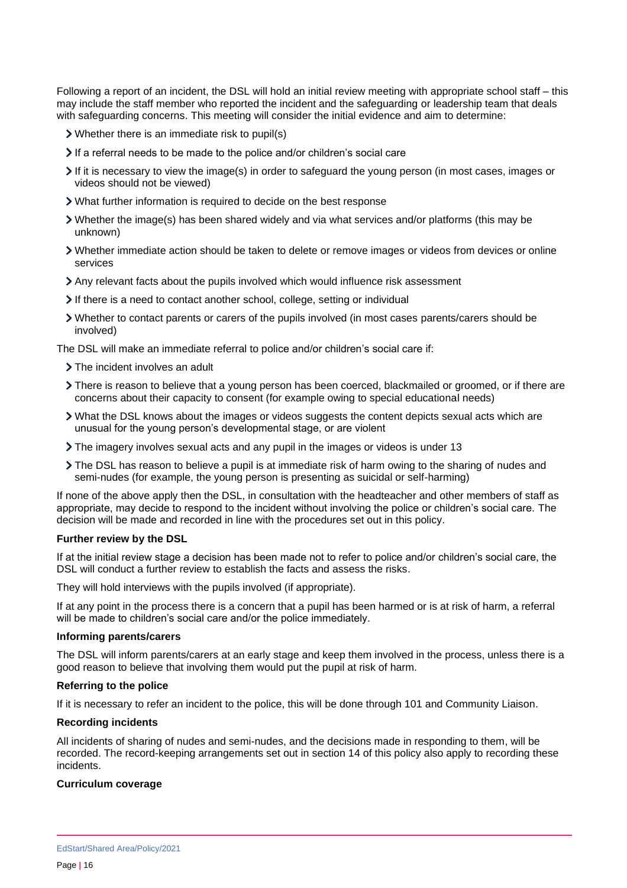Following a report of an incident, the DSL will hold an initial review meeting with appropriate school staff – this may include the staff member who reported the incident and the safeguarding or leadership team that deals with safeguarding concerns. This meeting will consider the initial evidence and aim to determine:

- Whether there is an immediate risk to pupil(s)
- If a referral needs to be made to the police and/or children's social care
- If it is necessary to view the image(s) in order to safeguard the young person (in most cases, images or videos should not be viewed)
- What further information is required to decide on the best response
- Whether the image(s) has been shared widely and via what services and/or platforms (this may be unknown)
- Whether immediate action should be taken to delete or remove images or videos from devices or online services
- Any relevant facts about the pupils involved which would influence risk assessment
- If there is a need to contact another school, college, setting or individual
- Whether to contact parents or carers of the pupils involved (in most cases parents/carers should be involved)

The DSL will make an immediate referral to police and/or children's social care if:

- The incident involves an adult
- There is reason to believe that a young person has been coerced, blackmailed or groomed, or if there are concerns about their capacity to consent (for example owing to special educational needs)
- What the DSL knows about the images or videos suggests the content depicts sexual acts which are unusual for the young person's developmental stage, or are violent
- The imagery involves sexual acts and any pupil in the images or videos is under 13
- The DSL has reason to believe a pupil is at immediate risk of harm owing to the sharing of nudes and semi-nudes (for example, the young person is presenting as suicidal or self-harming)

If none of the above apply then the DSL, in consultation with the headteacher and other members of staff as appropriate, may decide to respond to the incident without involving the police or children's social care. The decision will be made and recorded in line with the procedures set out in this policy.

**Further review by the DSL**

If at the initial review stage a decision has been made not to refer to police and/or children's social care, the DSL will conduct a further review to establish the facts and assess the risks.

They will hold interviews with the pupils involved (if appropriate).

If at any point in the process there is a concern that a pupil has been harmed or is at risk of harm, a referral will be made to children's social care and/or the police immediately.

**Informing parents/carers**

The DSL will inform parents/carers at an early stage and keep them involved in the process, unless there is a good reason to believe that involving them would put the pupil at risk of harm.

**Referring to the police**

If it is necessary to refer an incident to the police, this will be done through 101 and Community Liaison.

**Recording incidents**

All incidents of sharing of nudes and semi-nudes, and the decisions made in responding to them, will be recorded. The record-keeping arrangements set out in section 14 of this policy also apply to recording these incidents.

**Curriculum coverage**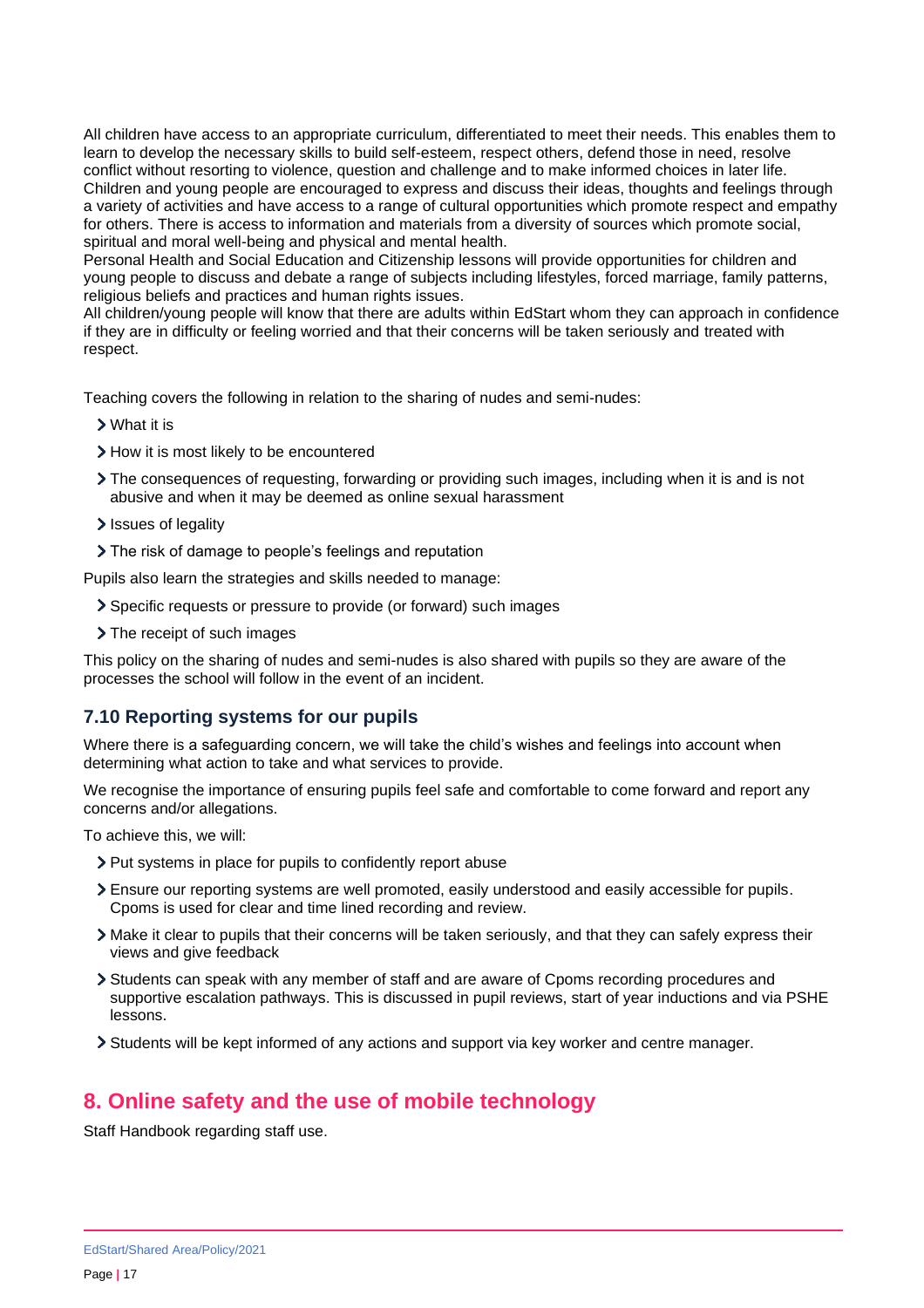All children have access to an appropriate curriculum, differentiated to meet their needs. This enables them to learn to develop the necessary skills to build self-esteem, respect others, defend those in need, resolve conflict without resorting to violence, question and challenge and to make informed choices in later life. Children and young people are encouraged to express and discuss their ideas, thoughts and feelings through a variety of activities and have access to a range of cultural opportunities which promote respect and empathy for others. There is access to information and materials from a diversity of sources which promote social, spiritual and moral well-being and physical and mental health.
Personal Health and Social Education and Citizenship lessons will provide opportunities for children and young people to discuss and debate a range of subjects including lifestyles, forced marriage, family patterns, religious beliefs and practices and human rights issues.
All children/young people will know that there are adults within EdStart whom they can approach in confidence if they are in difficulty or feeling worried and that their concerns will be taken seriously and treated with respect.

Teaching covers the following in relation to the sharing of nudes and semi-nudes:

- What it is
- How it is most likely to be encountered
- The consequences of requesting, forwarding or providing such images, including when it is and is not abusive and when it may be deemed as online sexual harassment
- Issues of legality
- The risk of damage to people's feelings and reputation

Pupils also learn the strategies and skills needed to manage:

- Specific requests or pressure to provide (or forward) such images
- The receipt of such images

This policy on the sharing of nudes and semi-nudes is also shared with pupils so they are aware of the processes the school will follow in the event of an incident.

### 7.10 Reporting systems for our pupils

Where there is a safeguarding concern, we will take the child's wishes and feelings into account when determining what action to take and what services to provide.

We recognise the importance of ensuring pupils feel safe and comfortable to come forward and report any concerns and/or allegations.

To achieve this, we will:

- Put systems in place for pupils to confidently report abuse
- Ensure our reporting systems are well promoted, easily understood and easily accessible for pupils. Cpoms is used for clear and time lined recording and review.
- Make it clear to pupils that their concerns will be taken seriously, and that they can safely express their views and give feedback
- Students can speak with any member of staff and are aware of Cpoms recording procedures and supportive escalation pathways. This is discussed in pupil reviews, start of year inductions and via PSHE lessons.
- Students will be kept informed of any actions and support via key worker and centre manager.

## 8. Online safety and the use of mobile technology

Staff Handbook regarding staff use.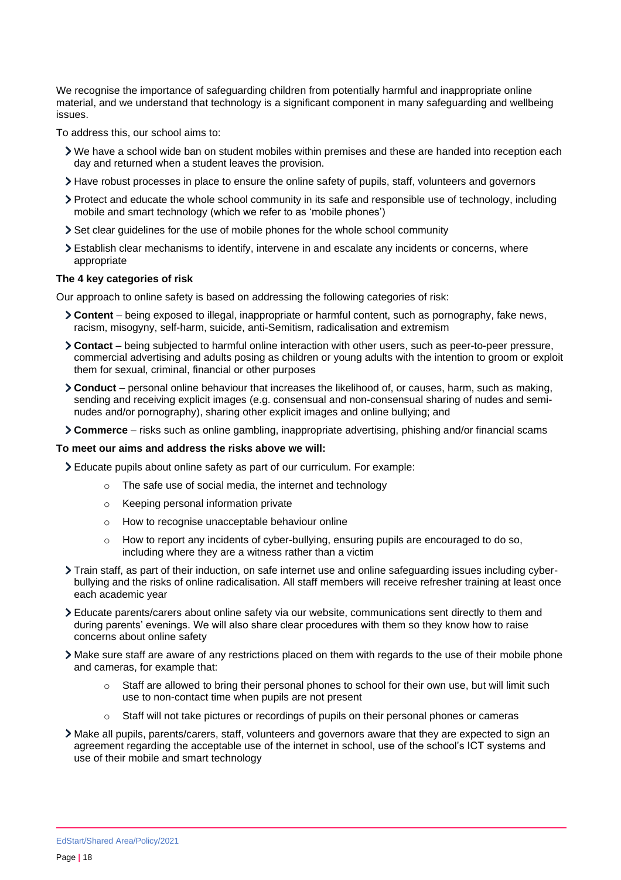We recognise the importance of safeguarding children from potentially harmful and inappropriate online material, and we understand that technology is a significant component in many safeguarding and wellbeing issues.

To address this, our school aims to:

- We have a school wide ban on student mobiles within premises and these are handed into reception each day and returned when a student leaves the provision.
- Have robust processes in place to ensure the online safety of pupils, staff, volunteers and governors
- Protect and educate the whole school community in its safe and responsible use of technology, including mobile and smart technology (which we refer to as 'mobile phones')
- Set clear guidelines for the use of mobile phones for the whole school community
- Establish clear mechanisms to identify, intervene in and escalate any incidents or concerns, where appropriate

**The 4 key categories of risk**

Our approach to online safety is based on addressing the following categories of risk:

- **Content** – being exposed to illegal, inappropriate or harmful content, such as pornography, fake news, racism, misogyny, self-harm, suicide, anti-Semitism, radicalisation and extremism
- **Contact** – being subjected to harmful online interaction with other users, such as peer-to-peer pressure, commercial advertising and adults posing as children or young adults with the intention to groom or exploit them for sexual, criminal, financial or other purposes
- **Conduct** – personal online behaviour that increases the likelihood of, or causes, harm, such as making, sending and receiving explicit images (e.g. consensual and non-consensual sharing of nudes and semi-nudes and/or pornography), sharing other explicit images and online bullying; and
- **Commerce** – risks such as online gambling, inappropriate advertising, phishing and/or financial scams

**To meet our aims and address the risks above we will:**

- Educate pupils about online safety as part of our curriculum. For example:
  - The safe use of social media, the internet and technology
  - Keeping personal information private
  - How to recognise unacceptable behaviour online
  - How to report any incidents of cyber-bullying, ensuring pupils are encouraged to do so, including where they are a witness rather than a victim
- Train staff, as part of their induction, on safe internet use and online safeguarding issues including cyber-bullying and the risks of online radicalisation. All staff members will receive refresher training at least once each academic year
- Educate parents/carers about online safety via our website, communications sent directly to them and during parents' evenings. We will also share clear procedures with them so they know how to raise concerns about online safety
- Make sure staff are aware of any restrictions placed on them with regards to the use of their mobile phone and cameras, for example that:
  - Staff are allowed to bring their personal phones to school for their own use, but will limit such use to non-contact time when pupils are not present
  - Staff will not take pictures or recordings of pupils on their personal phones or cameras
- Make all pupils, parents/carers, staff, volunteers and governors aware that they are expected to sign an agreement regarding the acceptable use of the internet in school, use of the school's ICT systems and use of their mobile and smart technology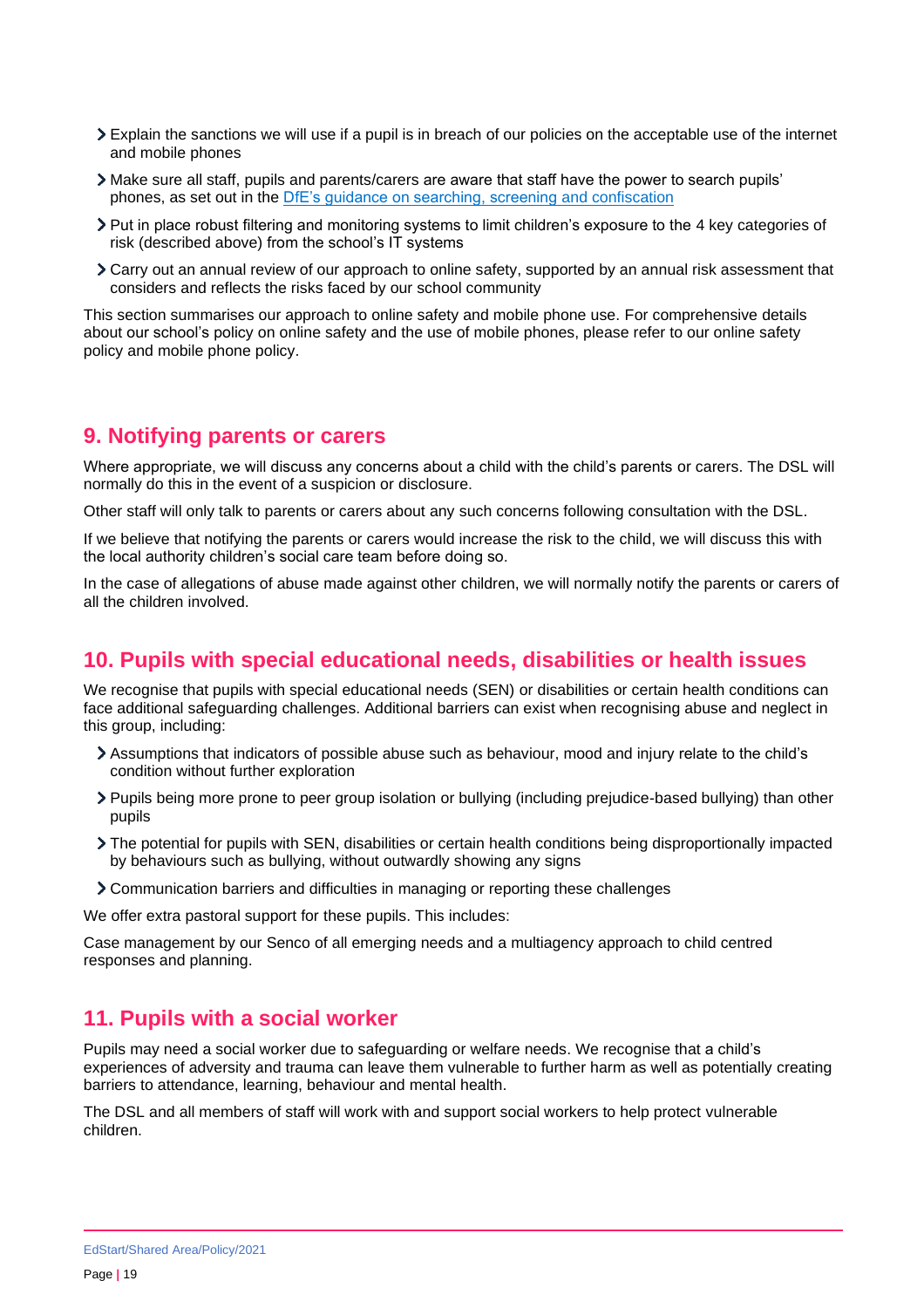- Explain the sanctions we will use if a pupil is in breach of our policies on the acceptable use of the internet and mobile phones
- Make sure all staff, pupils and parents/carers are aware that staff have the power to search pupils' phones, as set out in the [DfE's guidance on searching, screening and confiscation](https://www.gov.uk/government/publications/searching-screening-and-confiscation)
- Put in place robust filtering and monitoring systems to limit children's exposure to the 4 key categories of risk (described above) from the school's IT systems
- Carry out an annual review of our approach to online safety, supported by an annual risk assessment that considers and reflects the risks faced by our school community

This section summarises our approach to online safety and mobile phone use. For comprehensive details about our school's policy on online safety and the use of mobile phones, please refer to our online safety policy and mobile phone policy.

## 9. Notifying parents or carers

Where appropriate, we will discuss any concerns about a child with the child's parents or carers. The DSL will normally do this in the event of a suspicion or disclosure.

Other staff will only talk to parents or carers about any such concerns following consultation with the DSL.

If we believe that notifying the parents or carers would increase the risk to the child, we will discuss this with the local authority children's social care team before doing so.

In the case of allegations of abuse made against other children, we will normally notify the parents or carers of all the children involved.

## 10. Pupils with special educational needs, disabilities or health issues

We recognise that pupils with special educational needs (SEN) or disabilities or certain health conditions can face additional safeguarding challenges. Additional barriers can exist when recognising abuse and neglect in this group, including:

- Assumptions that indicators of possible abuse such as behaviour, mood and injury relate to the child's condition without further exploration
- Pupils being more prone to peer group isolation or bullying (including prejudice-based bullying) than other pupils
- The potential for pupils with SEN, disabilities or certain health conditions being disproportionally impacted by behaviours such as bullying, without outwardly showing any signs
- Communication barriers and difficulties in managing or reporting these challenges

We offer extra pastoral support for these pupils. This includes:

Case management by our Senco of all emerging needs and a multiagency approach to child centred responses and planning.

## 11. Pupils with a social worker

Pupils may need a social worker due to safeguarding or welfare needs. We recognise that a child's experiences of adversity and trauma can leave them vulnerable to further harm as well as potentially creating barriers to attendance, learning, behaviour and mental health.

The DSL and all members of staff will work with and support social workers to help protect vulnerable children.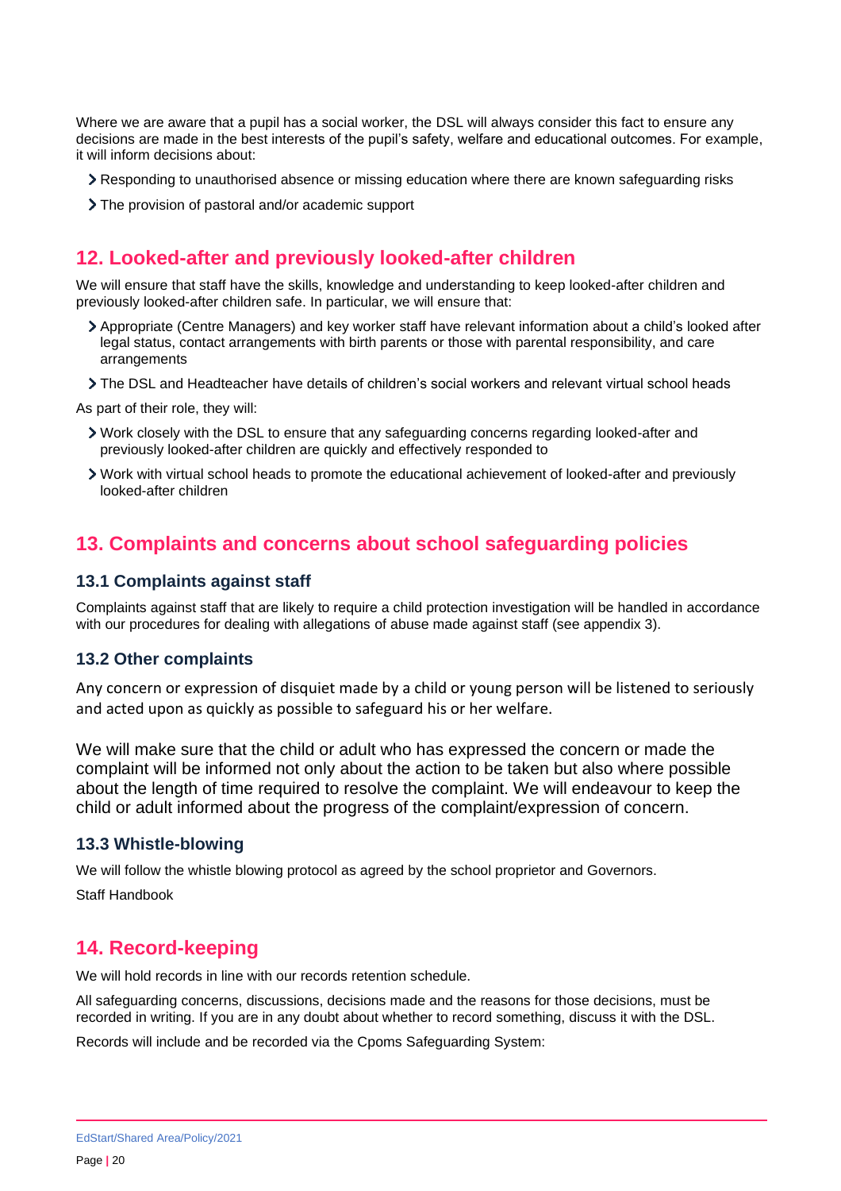Where we are aware that a pupil has a social worker, the DSL will always consider this fact to ensure any decisions are made in the best interests of the pupil's safety, welfare and educational outcomes. For example, it will inform decisions about:

- Responding to unauthorised absence or missing education where there are known safeguarding risks
- The provision of pastoral and/or academic support

## 12. Looked-after and previously looked-after children

We will ensure that staff have the skills, knowledge and understanding to keep looked-after children and previously looked-after children safe. In particular, we will ensure that:

- Appropriate (Centre Managers) and key worker staff have relevant information about a child's looked after legal status, contact arrangements with birth parents or those with parental responsibility, and care arrangements
- The DSL and Headteacher have details of children's social workers and relevant virtual school heads

As part of their role, they will:

- Work closely with the DSL to ensure that any safeguarding concerns regarding looked-after and previously looked-after children are quickly and effectively responded to
- Work with virtual school heads to promote the educational achievement of looked-after and previously looked-after children

## 13. Complaints and concerns about school safeguarding policies

### 13.1 Complaints against staff

Complaints against staff that are likely to require a child protection investigation will be handled in accordance with our procedures for dealing with allegations of abuse made against staff (see appendix 3).

### 13.2 Other complaints

Any concern or expression of disquiet made by a child or young person will be listened to seriously and acted upon as quickly as possible to safeguard his or her welfare.

We will make sure that the child or adult who has expressed the concern or made the complaint will be informed not only about the action to be taken but also where possible about the length of time required to resolve the complaint. We will endeavour to keep the child or adult informed about the progress of the complaint/expression of concern.

### 13.3 Whistle-blowing

We will follow the whistle blowing protocol as agreed by the school proprietor and Governors.

Staff Handbook

## 14. Record-keeping

We will hold records in line with our records retention schedule.

All safeguarding concerns, discussions, decisions made and the reasons for those decisions, must be recorded in writing. If you are in any doubt about whether to record something, discuss it with the DSL.

Records will include and be recorded via the Cpoms Safeguarding System: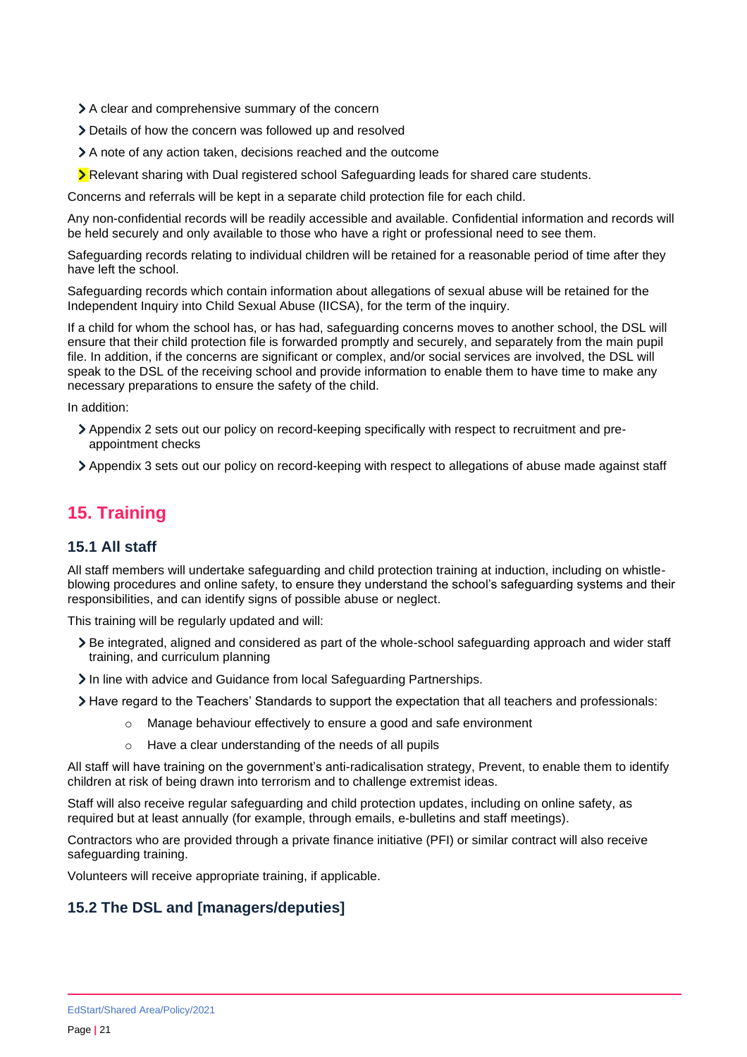- A clear and comprehensive summary of the concern
- Details of how the concern was followed up and resolved
- A note of any action taken, decisions reached and the outcome
- Relevant sharing with Dual registered school Safeguarding leads for shared care students.

Concerns and referrals will be kept in a separate child protection file for each child.

Any non-confidential records will be readily accessible and available. Confidential information and records will be held securely and only available to those who have a right or professional need to see them.

Safeguarding records relating to individual children will be retained for a reasonable period of time after they have left the school.

Safeguarding records which contain information about allegations of sexual abuse will be retained for the Independent Inquiry into Child Sexual Abuse (IICSA), for the term of the inquiry.

If a child for whom the school has, or has had, safeguarding concerns moves to another school, the DSL will ensure that their child protection file is forwarded promptly and securely, and separately from the main pupil file. In addition, if the concerns are significant or complex, and/or social services are involved, the DSL will speak to the DSL of the receiving school and provide information to enable them to have time to make any necessary preparations to ensure the safety of the child.

In addition:

- Appendix 2 sets out our policy on record-keeping specifically with respect to recruitment and pre-appointment checks
- Appendix 3 sets out our policy on record-keeping with respect to allegations of abuse made against staff

## 15. Training

### 15.1 All staff

All staff members will undertake safeguarding and child protection training at induction, including on whistle-blowing procedures and online safety, to ensure they understand the school's safeguarding systems and their responsibilities, and can identify signs of possible abuse or neglect.

This training will be regularly updated and will:

- Be integrated, aligned and considered as part of the whole-school safeguarding approach and wider staff training, and curriculum planning
- In line with advice and Guidance from local Safeguarding Partnerships.
- Have regard to the Teachers' Standards to support the expectation that all teachers and professionals:
    - Manage behaviour effectively to ensure a good and safe environment
    - Have a clear understanding of the needs of all pupils

All staff will have training on the government's anti-radicalisation strategy, Prevent, to enable them to identify children at risk of being drawn into terrorism and to challenge extremist ideas.

Staff will also receive regular safeguarding and child protection updates, including on online safety, as required but at least annually (for example, through emails, e-bulletins and staff meetings).

Contractors who are provided through a private finance initiative (PFI) or similar contract will also receive safeguarding training.

Volunteers will receive appropriate training, if applicable.

### 15.2 The DSL and [managers/deputies]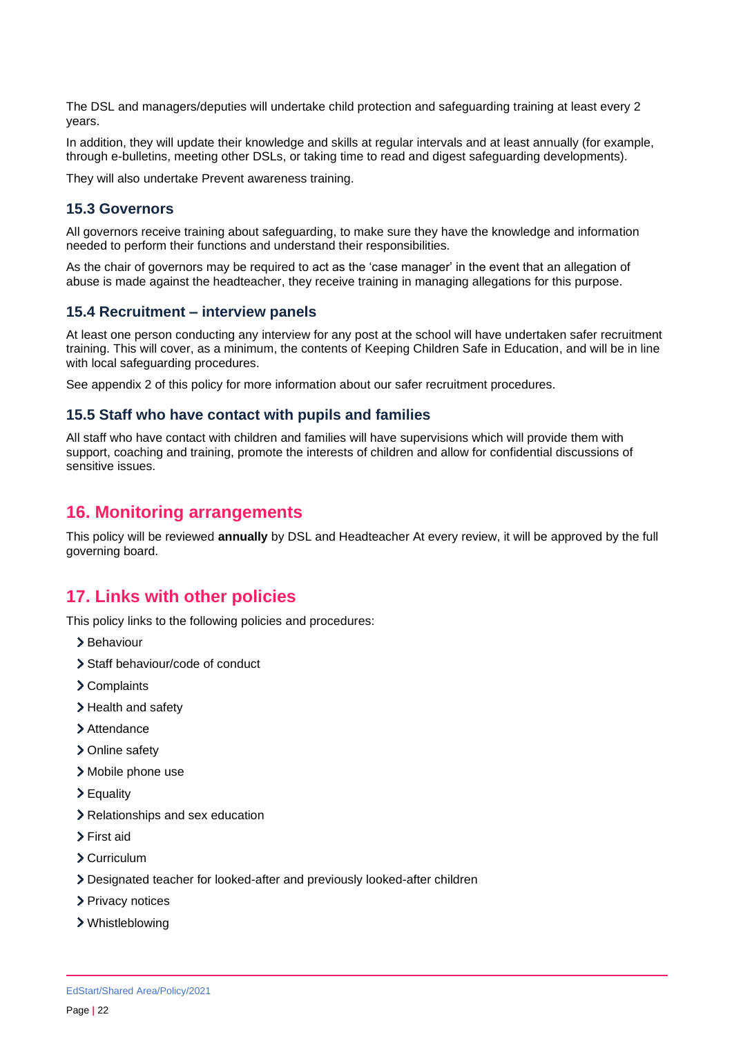The DSL and managers/deputies will undertake child protection and safeguarding training at least every 2 years.

In addition, they will update their knowledge and skills at regular intervals and at least annually (for example, through e-bulletins, meeting other DSLs, or taking time to read and digest safeguarding developments).

They will also undertake Prevent awareness training.

### 15.3 Governors

All governors receive training about safeguarding, to make sure they have the knowledge and information needed to perform their functions and understand their responsibilities.

As the chair of governors may be required to act as the 'case manager' in the event that an allegation of abuse is made against the headteacher, they receive training in managing allegations for this purpose.

### 15.4 Recruitment – interview panels

At least one person conducting any interview for any post at the school will have undertaken safer recruitment training. This will cover, as a minimum, the contents of Keeping Children Safe in Education, and will be in line with local safeguarding procedures.

See appendix 2 of this policy for more information about our safer recruitment procedures.

### 15.5 Staff who have contact with pupils and families

All staff who have contact with children and families will have supervisions which will provide them with support, coaching and training, promote the interests of children and allow for confidential discussions of sensitive issues.

## 16. Monitoring arrangements

This policy will be reviewed **annually** by DSL and Headteacher At every review, it will be approved by the full governing board.

## 17. Links with other policies

This policy links to the following policies and procedures:

- Behaviour
- Staff behaviour/code of conduct
- Complaints
- Health and safety
- Attendance
- Online safety
- Mobile phone use
- Equality
- Relationships and sex education
- First aid
- Curriculum
- Designated teacher for looked-after and previously looked-after children
- Privacy notices
- Whistleblowing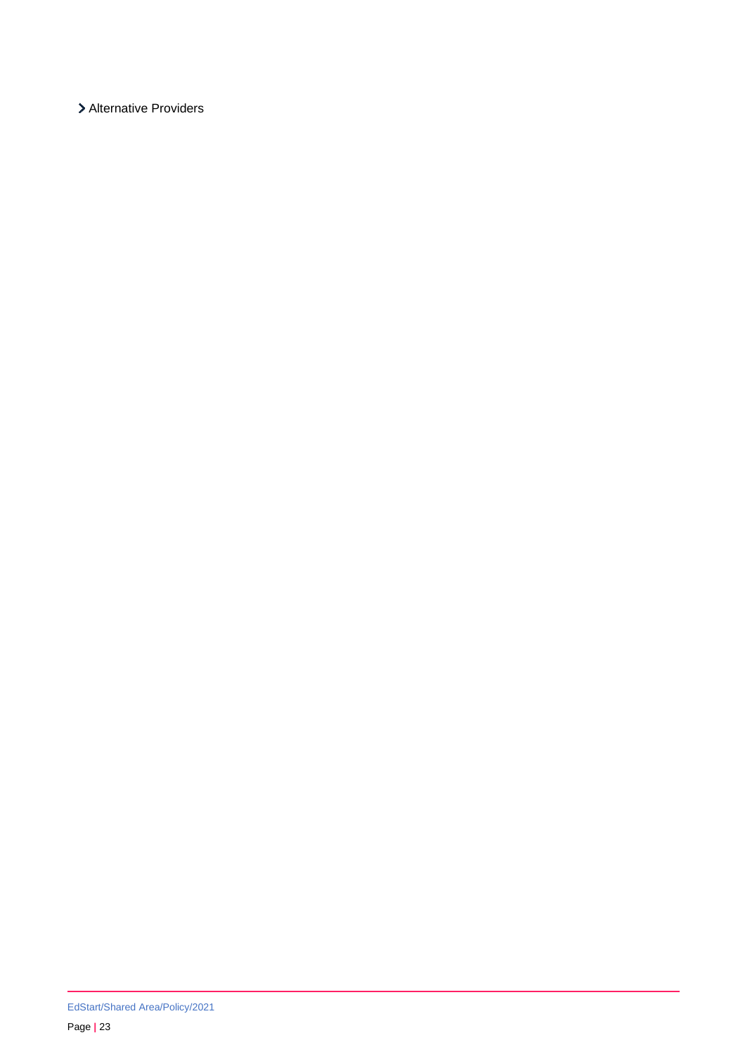- Alternative Providers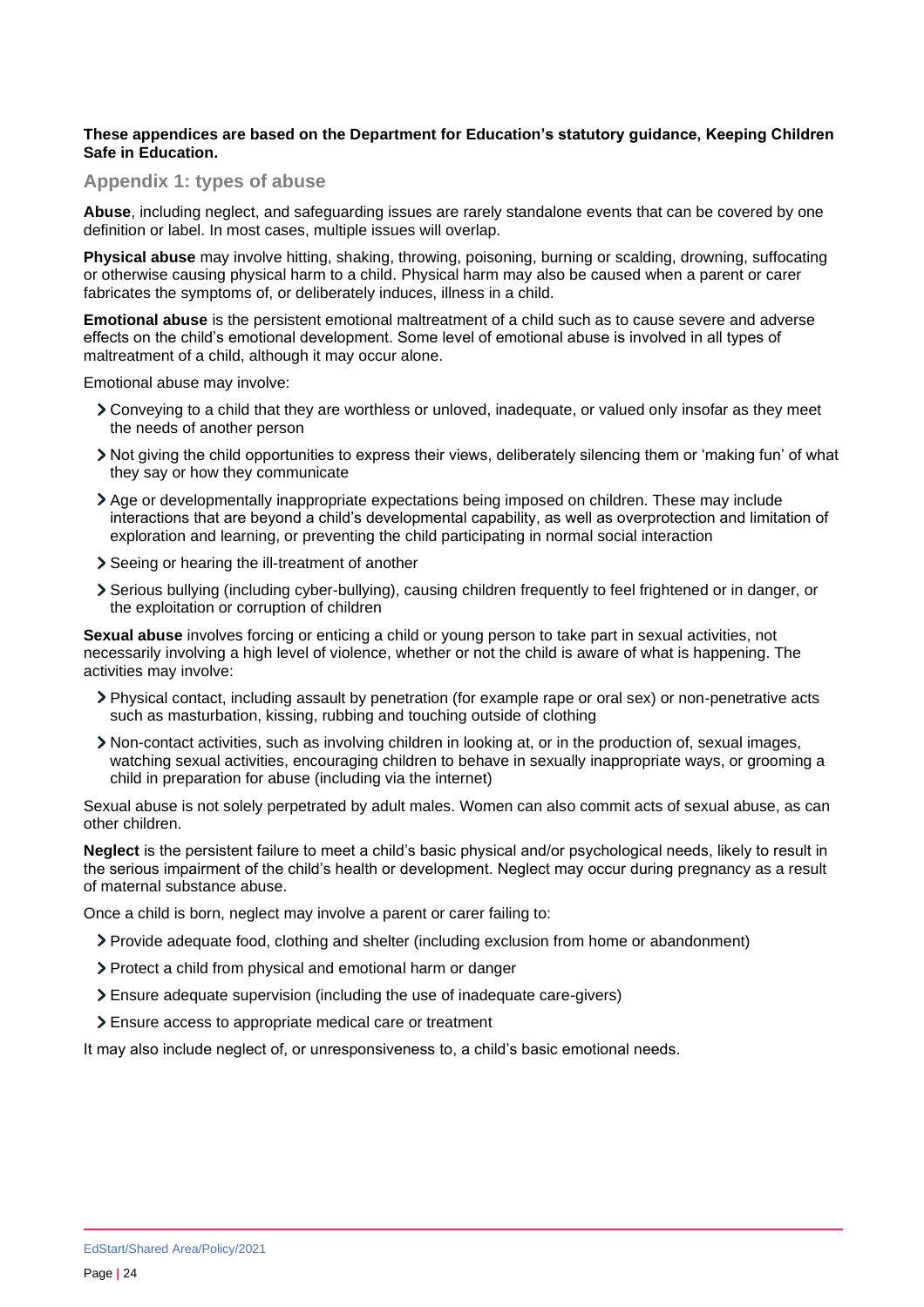**These appendices are based on the Department for Education's statutory guidance, Keeping Children Safe in Education.**

## Appendix 1: types of abuse

**Abuse**, including neglect, and safeguarding issues are rarely standalone events that can be covered by one definition or label. In most cases, multiple issues will overlap.

**Physical abuse** may involve hitting, shaking, throwing, poisoning, burning or scalding, drowning, suffocating or otherwise causing physical harm to a child. Physical harm may also be caused when a parent or carer fabricates the symptoms of, or deliberately induces, illness in a child.

**Emotional abuse** is the persistent emotional maltreatment of a child such as to cause severe and adverse effects on the child's emotional development. Some level of emotional abuse is involved in all types of maltreatment of a child, although it may occur alone.

Emotional abuse may involve:

- Conveying to a child that they are worthless or unloved, inadequate, or valued only insofar as they meet the needs of another person
- Not giving the child opportunities to express their views, deliberately silencing them or 'making fun' of what they say or how they communicate
- Age or developmentally inappropriate expectations being imposed on children. These may include interactions that are beyond a child's developmental capability, as well as overprotection and limitation of exploration and learning, or preventing the child participating in normal social interaction
- Seeing or hearing the ill-treatment of another
- Serious bullying (including cyber-bullying), causing children frequently to feel frightened or in danger, or the exploitation or corruption of children

**Sexual abuse** involves forcing or enticing a child or young person to take part in sexual activities, not necessarily involving a high level of violence, whether or not the child is aware of what is happening. The activities may involve:

- Physical contact, including assault by penetration (for example rape or oral sex) or non-penetrative acts such as masturbation, kissing, rubbing and touching outside of clothing
- Non-contact activities, such as involving children in looking at, or in the production of, sexual images, watching sexual activities, encouraging children to behave in sexually inappropriate ways, or grooming a child in preparation for abuse (including via the internet)

Sexual abuse is not solely perpetrated by adult males. Women can also commit acts of sexual abuse, as can other children.

**Neglect** is the persistent failure to meet a child's basic physical and/or psychological needs, likely to result in the serious impairment of the child's health or development. Neglect may occur during pregnancy as a result of maternal substance abuse.

Once a child is born, neglect may involve a parent or carer failing to:

- Provide adequate food, clothing and shelter (including exclusion from home or abandonment)
- Protect a child from physical and emotional harm or danger
- Ensure adequate supervision (including the use of inadequate care-givers)
- Ensure access to appropriate medical care or treatment

It may also include neglect of, or unresponsiveness to, a child's basic emotional needs.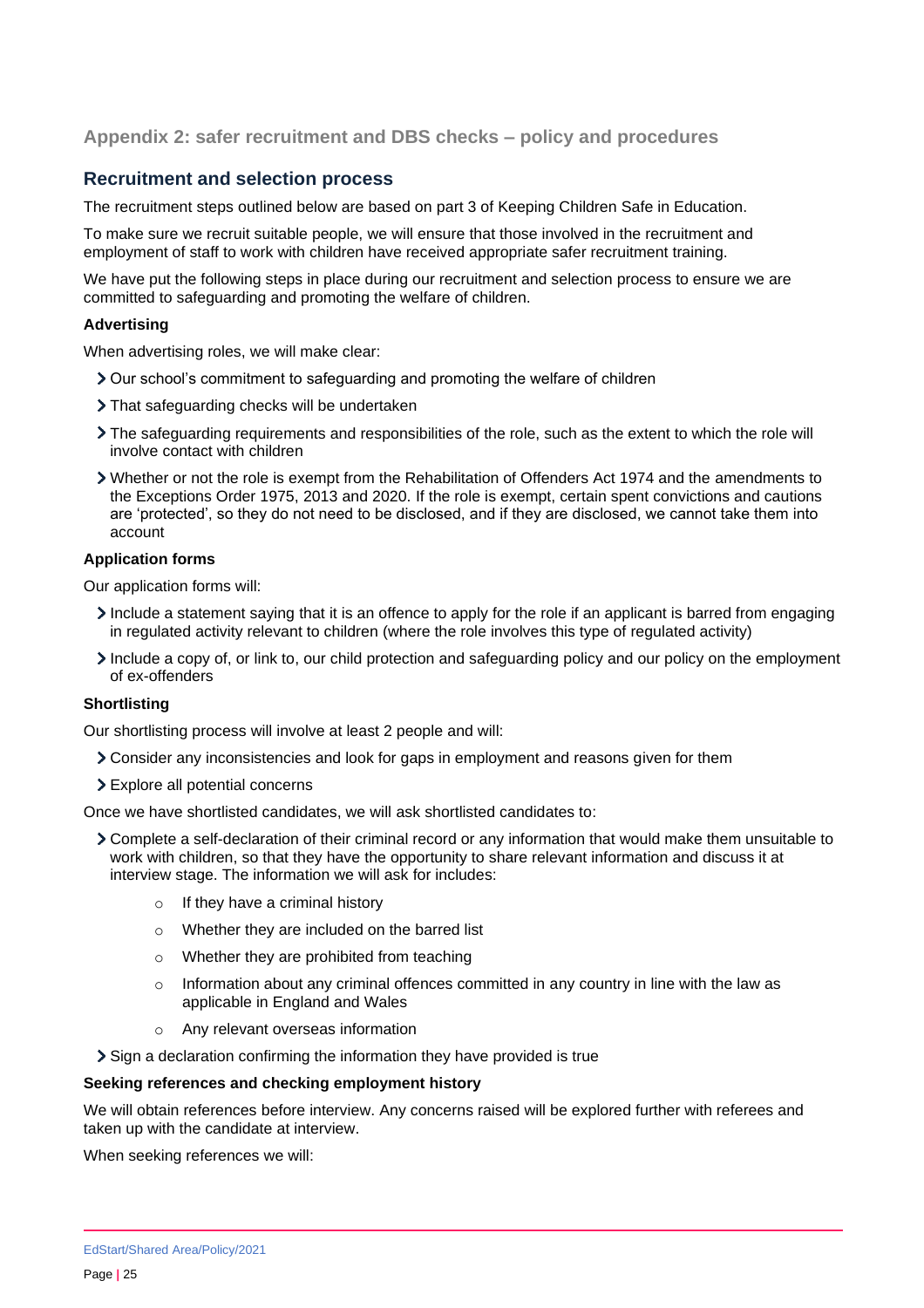## Appendix 2: safer recruitment and DBS checks – policy and procedures

### Recruitment and selection process

The recruitment steps outlined below are based on part 3 of Keeping Children Safe in Education.

To make sure we recruit suitable people, we will ensure that those involved in the recruitment and employment of staff to work with children have received appropriate safer recruitment training.

We have put the following steps in place during our recruitment and selection process to ensure we are committed to safeguarding and promoting the welfare of children.

#### Advertising

When advertising roles, we will make clear:

- Our school's commitment to safeguarding and promoting the welfare of children
- That safeguarding checks will be undertaken
- The safeguarding requirements and responsibilities of the role, such as the extent to which the role will involve contact with children
- Whether or not the role is exempt from the Rehabilitation of Offenders Act 1974 and the amendments to the Exceptions Order 1975, 2013 and 2020. If the role is exempt, certain spent convictions and cautions are 'protected', so they do not need to be disclosed, and if they are disclosed, we cannot take them into account

#### Application forms

Our application forms will:

- Include a statement saying that it is an offence to apply for the role if an applicant is barred from engaging in regulated activity relevant to children (where the role involves this type of regulated activity)
- Include a copy of, or link to, our child protection and safeguarding policy and our policy on the employment of ex-offenders

#### Shortlisting

Our shortlisting process will involve at least 2 people and will:

- Consider any inconsistencies and look for gaps in employment and reasons given for them
- Explore all potential concerns

Once we have shortlisted candidates, we will ask shortlisted candidates to:

- Complete a self-declaration of their criminal record or any information that would make them unsuitable to work with children, so that they have the opportunity to share relevant information and discuss it at interview stage. The information we will ask for includes:
  - If they have a criminal history
  - Whether they are included on the barred list
  - Whether they are prohibited from teaching
  - Information about any criminal offences committed in any country in line with the law as applicable in England and Wales
  - Any relevant overseas information
- Sign a declaration confirming the information they have provided is true

#### Seeking references and checking employment history

We will obtain references before interview. Any concerns raised will be explored further with referees and taken up with the candidate at interview.

When seeking references we will: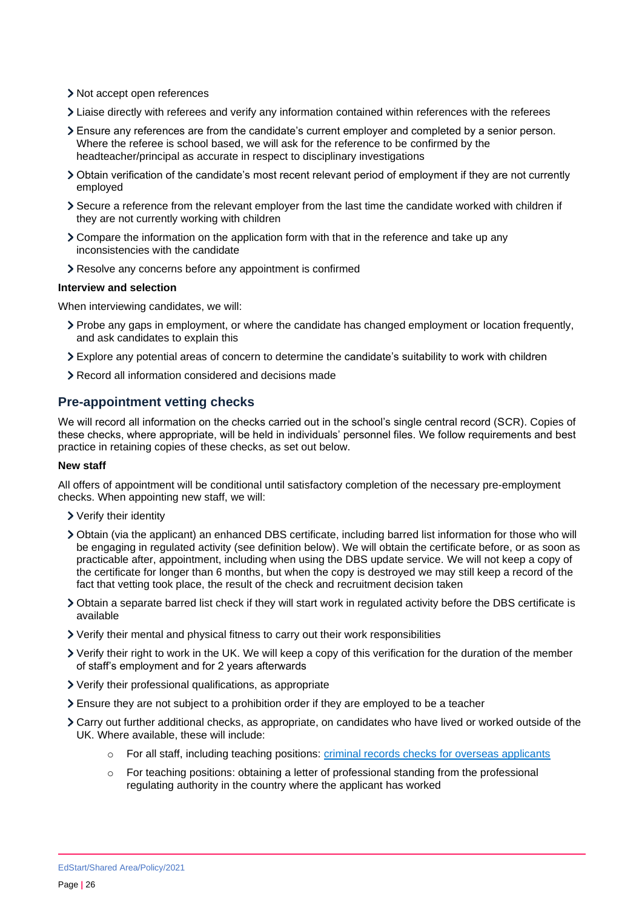- Not accept open references
- Liaise directly with referees and verify any information contained within references with the referees
- Ensure any references are from the candidate's current employer and completed by a senior person. Where the referee is school based, we will ask for the reference to be confirmed by the headteacher/principal as accurate in respect to disciplinary investigations
- Obtain verification of the candidate's most recent relevant period of employment if they are not currently employed
- Secure a reference from the relevant employer from the last time the candidate worked with children if they are not currently working with children
- Compare the information on the application form with that in the reference and take up any inconsistencies with the candidate
- Resolve any concerns before any appointment is confirmed

**Interview and selection**

When interviewing candidates, we will:

- Probe any gaps in employment, or where the candidate has changed employment or location frequently, and ask candidates to explain this
- Explore any potential areas of concern to determine the candidate's suitability to work with children
- Record all information considered and decisions made

## Pre-appointment vetting checks

We will record all information on the checks carried out in the school's single central record (SCR). Copies of these checks, where appropriate, will be held in individuals' personnel files. We follow requirements and best practice in retaining copies of these checks, as set out below.

**New staff**

All offers of appointment will be conditional until satisfactory completion of the necessary pre-employment checks. When appointing new staff, we will:

- Verify their identity
- Obtain (via the applicant) an enhanced DBS certificate, including barred list information for those who will be engaging in regulated activity (see definition below). We will obtain the certificate before, or as soon as practicable after, appointment, including when using the DBS update service. We will not keep a copy of the certificate for longer than 6 months, but when the copy is destroyed we may still keep a record of the fact that vetting took place, the result of the check and recruitment decision taken
- Obtain a separate barred list check if they will start work in regulated activity before the DBS certificate is available
- Verify their mental and physical fitness to carry out their work responsibilities
- Verify their right to work in the UK. We will keep a copy of this verification for the duration of the member of staff's employment and for 2 years afterwards
- Verify their professional qualifications, as appropriate
- Ensure they are not subject to a prohibition order if they are employed to be a teacher
- Carry out further additional checks, as appropriate, on candidates who have lived or worked outside of the UK. Where available, these will include:
    - For all staff, including teaching positions: criminal records checks for overseas applicants
    - For teaching positions: obtaining a letter of professional standing from the professional regulating authority in the country where the applicant has worked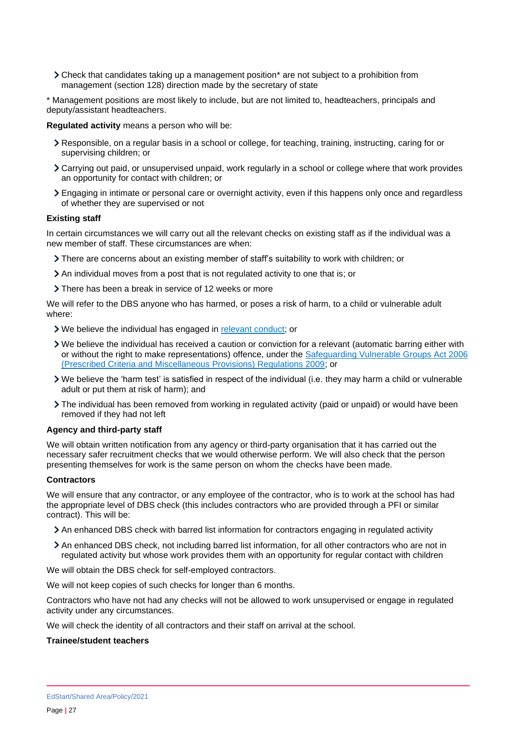- Check that candidates taking up a management position* are not subject to a prohibition from management (section 128) direction made by the secretary of state

* Management positions are most likely to include, but are not limited to, headteachers, principals and deputy/assistant headteachers.

**Regulated activity** means a person who will be:

- Responsible, on a regular basis in a school or college, for teaching, training, instructing, caring for or supervising children; or
- Carrying out paid, or unsupervised unpaid, work regularly in a school or college where that work provides an opportunity for contact with children; or
- Engaging in intimate or personal care or overnight activity, even if this happens only once and regardless of whether they are supervised or not

**Existing staff**

In certain circumstances we will carry out all the relevant checks on existing staff as if the individual was a new member of staff. These circumstances are when:

- There are concerns about an existing member of staff's suitability to work with children; or
- An individual moves from a post that is not regulated activity to one that is; or
- There has been a break in service of 12 weeks or more

We will refer to the DBS anyone who has harmed, or poses a risk of harm, to a child or vulnerable adult where:

- We believe the individual has engaged in relevant conduct; or
- We believe the individual has received a caution or conviction for a relevant (automatic barring either with or without the right to make representations) offence, under the Safeguarding Vulnerable Groups Act 2006 (Prescribed Criteria and Miscellaneous Provisions) Regulations 2009; or
- We believe the 'harm test' is satisfied in respect of the individual (i.e. they may harm a child or vulnerable adult or put them at risk of harm); and
- The individual has been removed from working in regulated activity (paid or unpaid) or would have been removed if they had not left

**Agency and third-party staff**

We will obtain written notification from any agency or third-party organisation that it has carried out the necessary safer recruitment checks that we would otherwise perform. We will also check that the person presenting themselves for work is the same person on whom the checks have been made.

**Contractors**

We will ensure that any contractor, or any employee of the contractor, who is to work at the school has had the appropriate level of DBS check (this includes contractors who are provided through a PFI or similar contract). This will be:

- An enhanced DBS check with barred list information for contractors engaging in regulated activity
- An enhanced DBS check, not including barred list information, for all other contractors who are not in regulated activity but whose work provides them with an opportunity for regular contact with children

We will obtain the DBS check for self-employed contractors.

We will not keep copies of such checks for longer than 6 months.

Contractors who have not had any checks will not be allowed to work unsupervised or engage in regulated activity under any circumstances.

We will check the identity of all contractors and their staff on arrival at the school.

**Trainee/student teachers**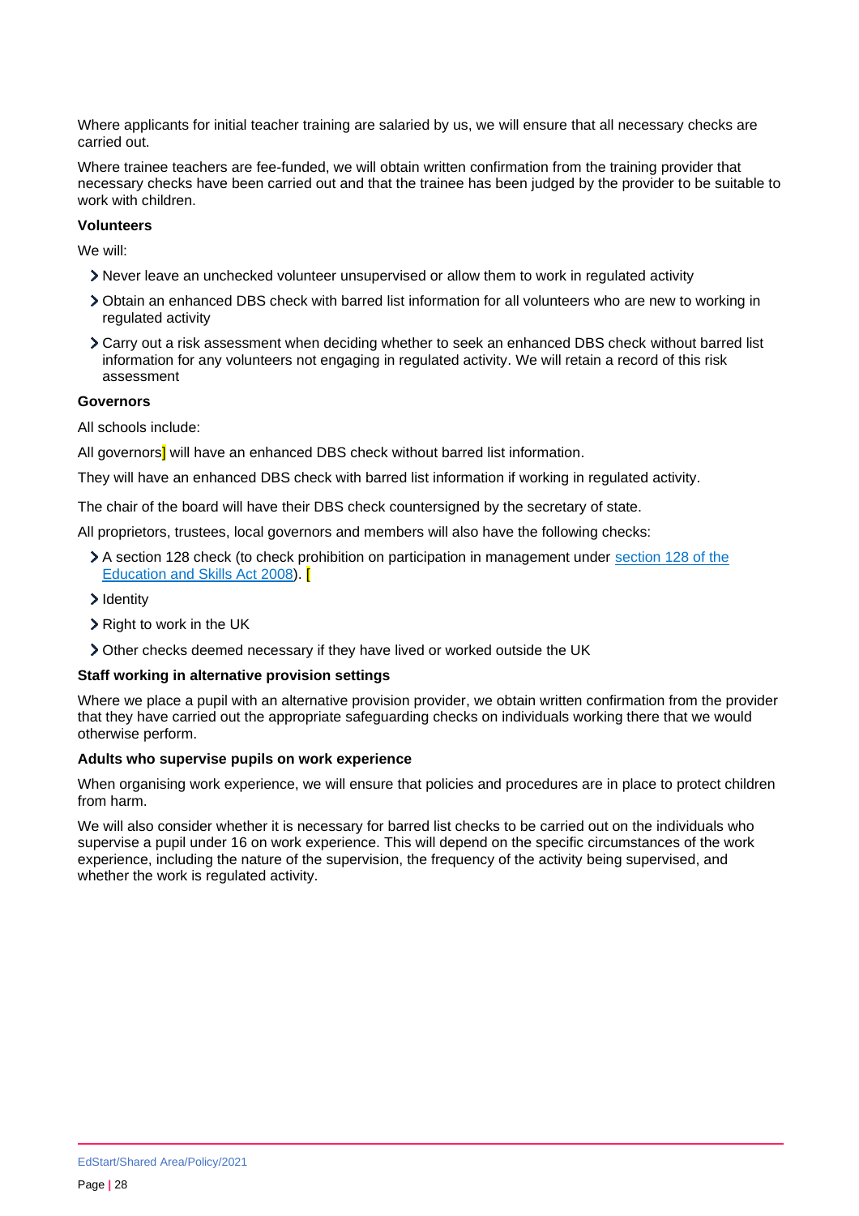Where applicants for initial teacher training are salaried by us, we will ensure that all necessary checks are carried out.

Where trainee teachers are fee-funded, we will obtain written confirmation from the training provider that necessary checks have been carried out and that the trainee has been judged by the provider to be suitable to work with children.

**Volunteers**

We will:

- Never leave an unchecked volunteer unsupervised or allow them to work in regulated activity
- Obtain an enhanced DBS check with barred list information for all volunteers who are new to working in regulated activity
- Carry out a risk assessment when deciding whether to seek an enhanced DBS check without barred list information for any volunteers not engaging in regulated activity. We will retain a record of this risk assessment

**Governors**

All schools include:

All governors] will have an enhanced DBS check without barred list information.

They will have an enhanced DBS check with barred list information if working in regulated activity.

The chair of the board will have their DBS check countersigned by the secretary of state.

All proprietors, trustees, local governors and members will also have the following checks:

- A section 128 check (to check prohibition on participation in management under [section 128 of the Education and Skills Act 2008](#)). [
- Identity
- Right to work in the UK
- Other checks deemed necessary if they have lived or worked outside the UK

**Staff working in alternative provision settings**

Where we place a pupil with an alternative provision provider, we obtain written confirmation from the provider that they have carried out the appropriate safeguarding checks on individuals working there that we would otherwise perform.

**Adults who supervise pupils on work experience**

When organising work experience, we will ensure that policies and procedures are in place to protect children from harm.

We will also consider whether it is necessary for barred list checks to be carried out on the individuals who supervise a pupil under 16 on work experience. This will depend on the specific circumstances of the work experience, including the nature of the supervision, the frequency of the activity being supervised, and whether the work is regulated activity.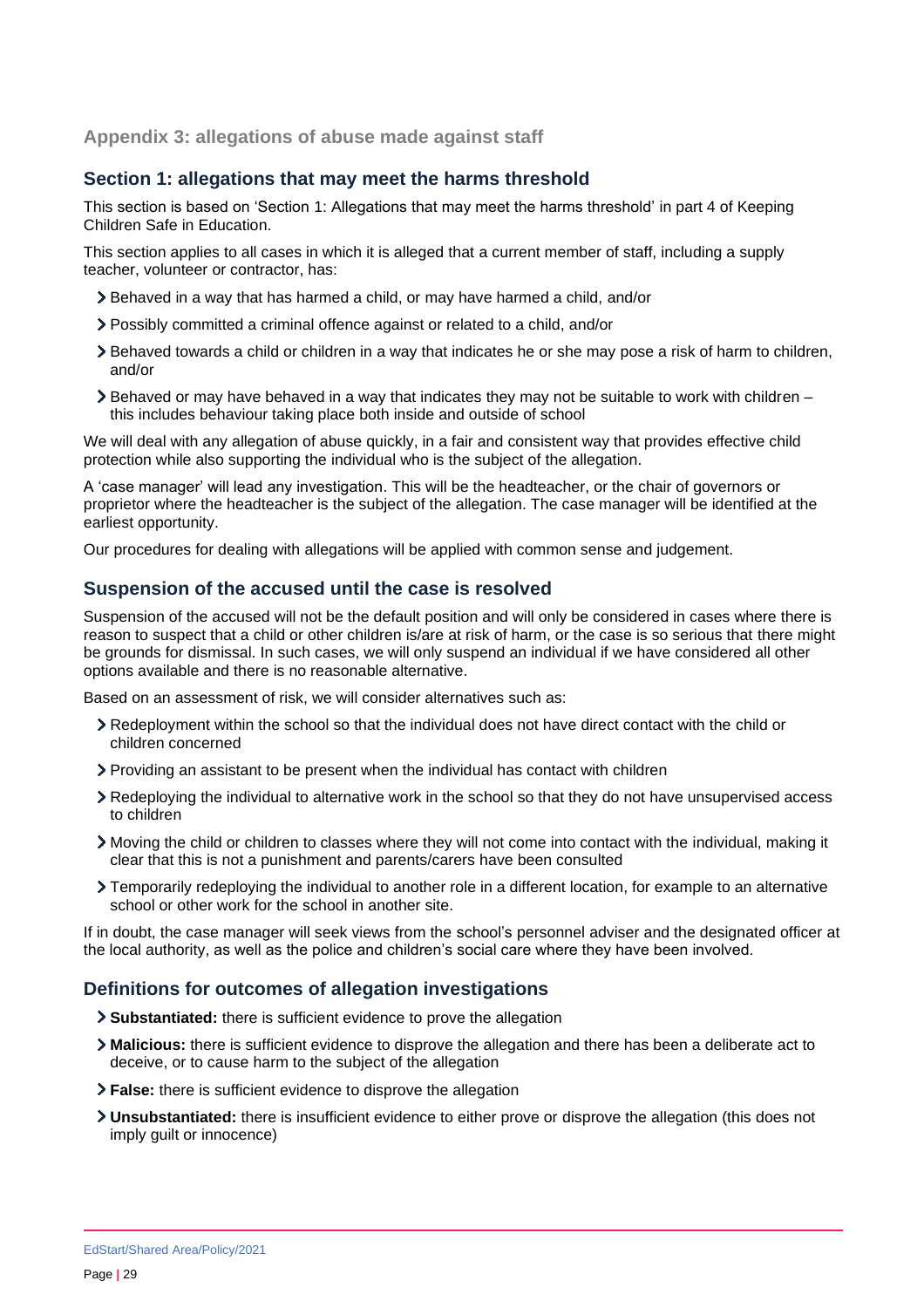## Appendix 3: allegations of abuse made against staff

### Section 1: allegations that may meet the harms threshold

This section is based on 'Section 1: Allegations that may meet the harms threshold' in part 4 of Keeping Children Safe in Education.

This section applies to all cases in which it is alleged that a current member of staff, including a supply teacher, volunteer or contractor, has:

- Behaved in a way that has harmed a child, or may have harmed a child, and/or
- Possibly committed a criminal offence against or related to a child, and/or
- Behaved towards a child or children in a way that indicates he or she may pose a risk of harm to children, and/or
- Behaved or may have behaved in a way that indicates they may not be suitable to work with children – this includes behaviour taking place both inside and outside of school

We will deal with any allegation of abuse quickly, in a fair and consistent way that provides effective child protection while also supporting the individual who is the subject of the allegation.

A 'case manager' will lead any investigation. This will be the headteacher, or the chair of governors or proprietor where the headteacher is the subject of the allegation. The case manager will be identified at the earliest opportunity.

Our procedures for dealing with allegations will be applied with common sense and judgement.

### Suspension of the accused until the case is resolved

Suspension of the accused will not be the default position and will only be considered in cases where there is reason to suspect that a child or other children is/are at risk of harm, or the case is so serious that there might be grounds for dismissal. In such cases, we will only suspend an individual if we have considered all other options available and there is no reasonable alternative.

Based on an assessment of risk, we will consider alternatives such as:

- Redeployment within the school so that the individual does not have direct contact with the child or children concerned
- Providing an assistant to be present when the individual has contact with children
- Redeploying the individual to alternative work in the school so that they do not have unsupervised access to children
- Moving the child or children to classes where they will not come into contact with the individual, making it clear that this is not a punishment and parents/carers have been consulted
- Temporarily redeploying the individual to another role in a different location, for example to an alternative school or other work for the school in another site.

If in doubt, the case manager will seek views from the school's personnel adviser and the designated officer at the local authority, as well as the police and children's social care where they have been involved.

### Definitions for outcomes of allegation investigations

- **Substantiated:** there is sufficient evidence to prove the allegation
- **Malicious:** there is sufficient evidence to disprove the allegation and there has been a deliberate act to deceive, or to cause harm to the subject of the allegation
- **False:** there is sufficient evidence to disprove the allegation
- **Unsubstantiated:** there is insufficient evidence to either prove or disprove the allegation (this does not imply guilt or innocence)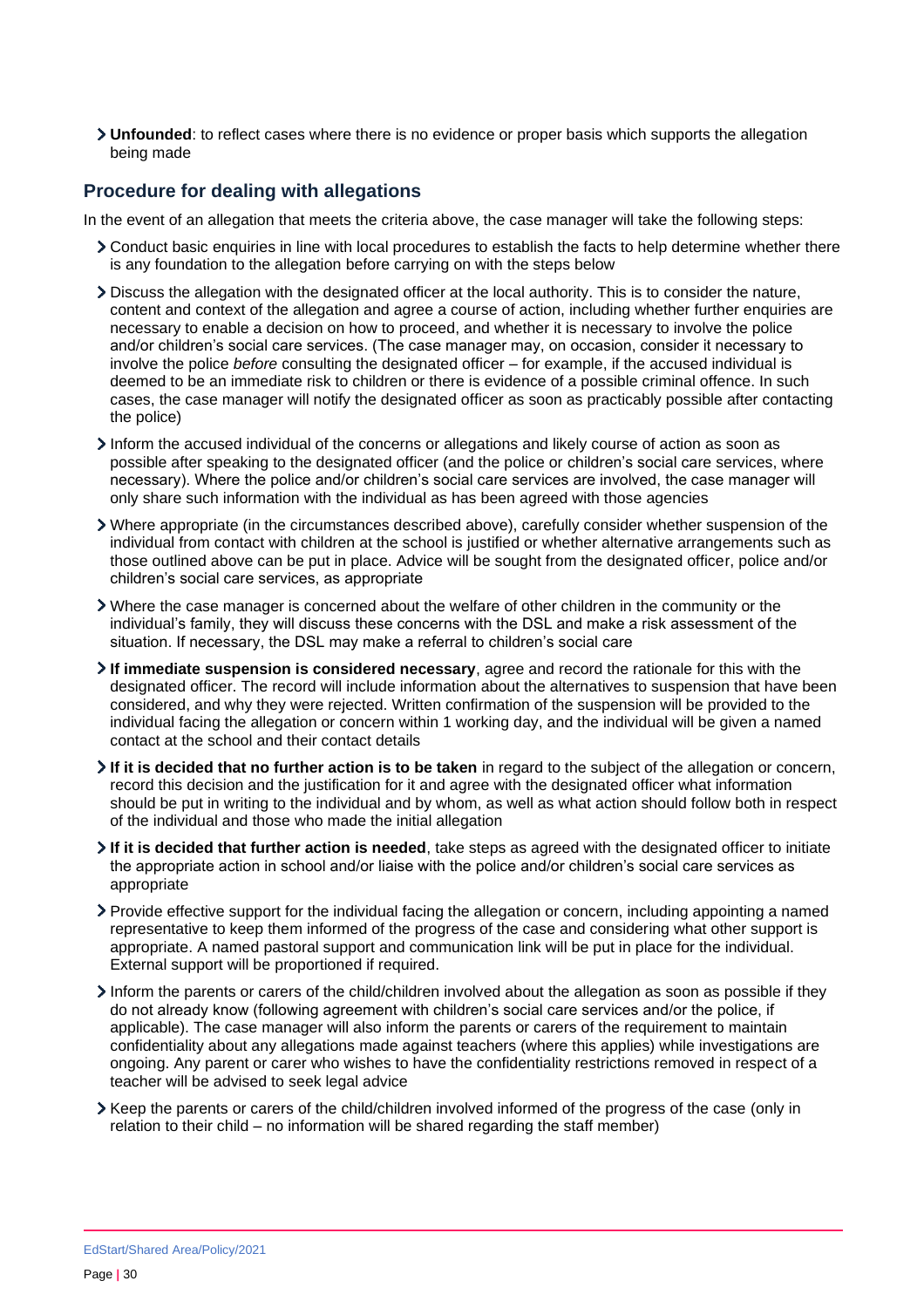- **Unfounded**: to reflect cases where there is no evidence or proper basis which supports the allegation being made

## Procedure for dealing with allegations

In the event of an allegation that meets the criteria above, the case manager will take the following steps:

- Conduct basic enquiries in line with local procedures to establish the facts to help determine whether there is any foundation to the allegation before carrying on with the steps below
- Discuss the allegation with the designated officer at the local authority. This is to consider the nature, content and context of the allegation and agree a course of action, including whether further enquiries are necessary to enable a decision on how to proceed, and whether it is necessary to involve the police and/or children's social care services. (The case manager may, on occasion, consider it necessary to involve the police *before* consulting the designated officer – for example, if the accused individual is deemed to be an immediate risk to children or there is evidence of a possible criminal offence. In such cases, the case manager will notify the designated officer as soon as practicably possible after contacting the police)
- Inform the accused individual of the concerns or allegations and likely course of action as soon as possible after speaking to the designated officer (and the police or children's social care services, where necessary). Where the police and/or children's social care services are involved, the case manager will only share such information with the individual as has been agreed with those agencies
- Where appropriate (in the circumstances described above), carefully consider whether suspension of the individual from contact with children at the school is justified or whether alternative arrangements such as those outlined above can be put in place. Advice will be sought from the designated officer, police and/or children's social care services, as appropriate
- Where the case manager is concerned about the welfare of other children in the community or the individual's family, they will discuss these concerns with the DSL and make a risk assessment of the situation. If necessary, the DSL may make a referral to children's social care
- **If immediate suspension is considered necessary**, agree and record the rationale for this with the designated officer. The record will include information about the alternatives to suspension that have been considered, and why they were rejected. Written confirmation of the suspension will be provided to the individual facing the allegation or concern within 1 working day, and the individual will be given a named contact at the school and their contact details
- **If it is decided that no further action is to be taken** in regard to the subject of the allegation or concern, record this decision and the justification for it and agree with the designated officer what information should be put in writing to the individual and by whom, as well as what action should follow both in respect of the individual and those who made the initial allegation
- **If it is decided that further action is needed**, take steps as agreed with the designated officer to initiate the appropriate action in school and/or liaise with the police and/or children's social care services as appropriate
- Provide effective support for the individual facing the allegation or concern, including appointing a named representative to keep them informed of the progress of the case and considering what other support is appropriate. A named pastoral support and communication link will be put in place for the individual. External support will be proportioned if required.
- Inform the parents or carers of the child/children involved about the allegation as soon as possible if they do not already know (following agreement with children's social care services and/or the police, if applicable). The case manager will also inform the parents or carers of the requirement to maintain confidentiality about any allegations made against teachers (where this applies) while investigations are ongoing. Any parent or carer who wishes to have the confidentiality restrictions removed in respect of a teacher will be advised to seek legal advice
- Keep the parents or carers of the child/children involved informed of the progress of the case (only in relation to their child – no information will be shared regarding the staff member)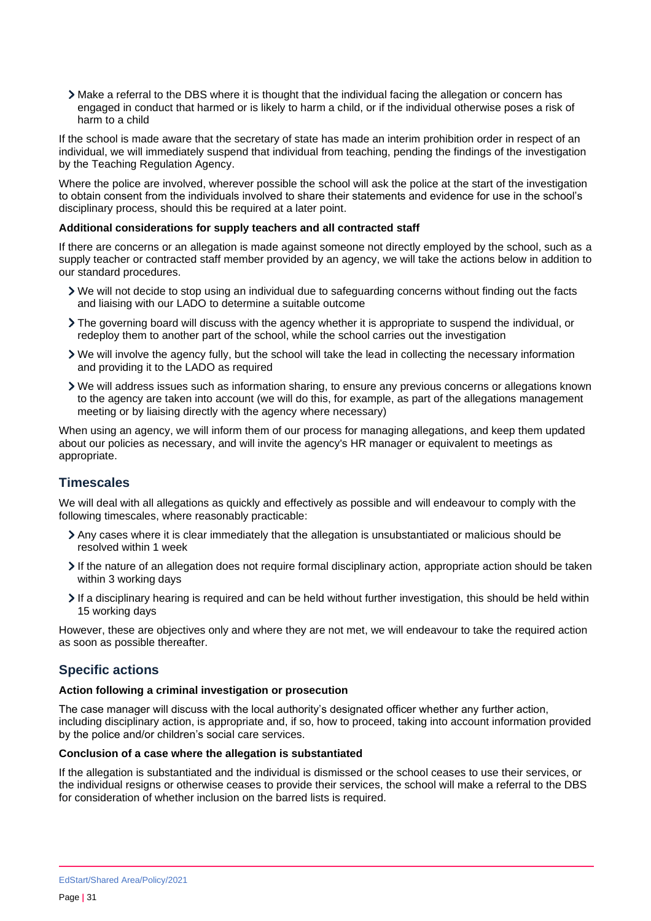- Make a referral to the DBS where it is thought that the individual facing the allegation or concern has engaged in conduct that harmed or is likely to harm a child, or if the individual otherwise poses a risk of harm to a child

If the school is made aware that the secretary of state has made an interim prohibition order in respect of an individual, we will immediately suspend that individual from teaching, pending the findings of the investigation by the Teaching Regulation Agency.

Where the police are involved, wherever possible the school will ask the police at the start of the investigation to obtain consent from the individuals involved to share their statements and evidence for use in the school's disciplinary process, should this be required at a later point.

**Additional considerations for supply teachers and all contracted staff**

If there are concerns or an allegation is made against someone not directly employed by the school, such as a supply teacher or contracted staff member provided by an agency, we will take the actions below in addition to our standard procedures.

- We will not decide to stop using an individual due to safeguarding concerns without finding out the facts and liaising with our LADO to determine a suitable outcome
- The governing board will discuss with the agency whether it is appropriate to suspend the individual, or redeploy them to another part of the school, while the school carries out the investigation
- We will involve the agency fully, but the school will take the lead in collecting the necessary information and providing it to the LADO as required
- We will address issues such as information sharing, to ensure any previous concerns or allegations known to the agency are taken into account (we will do this, for example, as part of the allegations management meeting or by liaising directly with the agency where necessary)

When using an agency, we will inform them of our process for managing allegations, and keep them updated about our policies as necessary, and will invite the agency's HR manager or equivalent to meetings as appropriate.

## Timescales

We will deal with all allegations as quickly and effectively as possible and will endeavour to comply with the following timescales, where reasonably practicable:

- Any cases where it is clear immediately that the allegation is unsubstantiated or malicious should be resolved within 1 week
- If the nature of an allegation does not require formal disciplinary action, appropriate action should be taken within 3 working days
- If a disciplinary hearing is required and can be held without further investigation, this should be held within 15 working days

However, these are objectives only and where they are not met, we will endeavour to take the required action as soon as possible thereafter.

## Specific actions

**Action following a criminal investigation or prosecution**

The case manager will discuss with the local authority's designated officer whether any further action, including disciplinary action, is appropriate and, if so, how to proceed, taking into account information provided by the police and/or children's social care services.

**Conclusion of a case where the allegation is substantiated**

If the allegation is substantiated and the individual is dismissed or the school ceases to use their services, or the individual resigns or otherwise ceases to provide their services, the school will make a referral to the DBS for consideration of whether inclusion on the barred lists is required.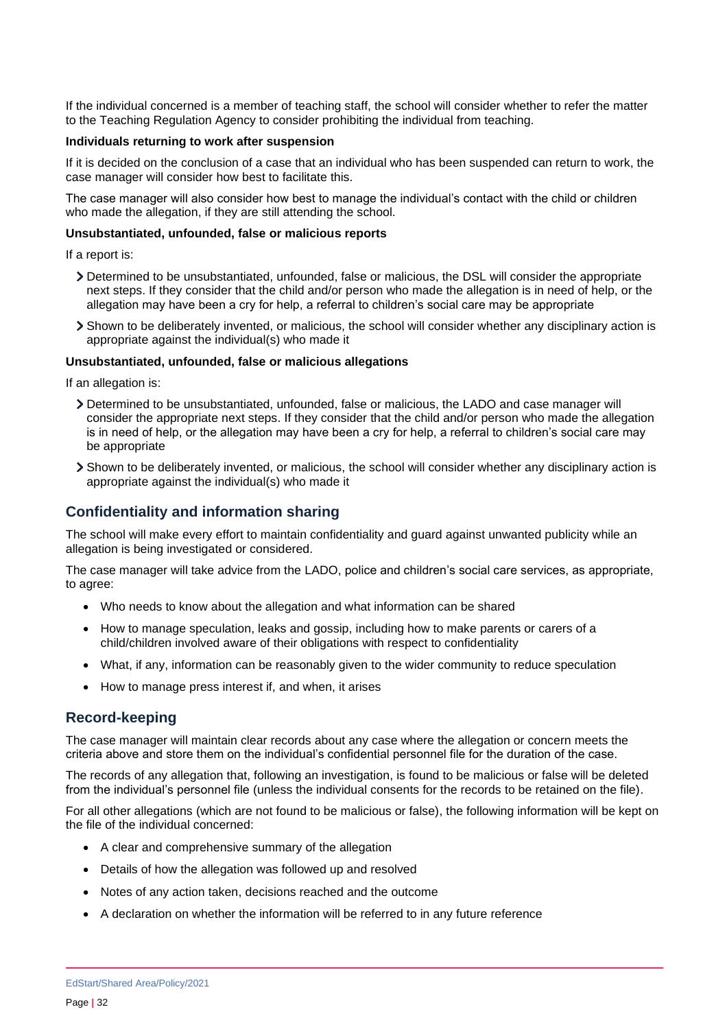If the individual concerned is a member of teaching staff, the school will consider whether to refer the matter to the Teaching Regulation Agency to consider prohibiting the individual from teaching.

**Individuals returning to work after suspension**

If it is decided on the conclusion of a case that an individual who has been suspended can return to work, the case manager will consider how best to facilitate this.

The case manager will also consider how best to manage the individual's contact with the child or children who made the allegation, if they are still attending the school.

**Unsubstantiated, unfounded, false or malicious reports**

If a report is:

- Determined to be unsubstantiated, unfounded, false or malicious, the DSL will consider the appropriate next steps. If they consider that the child and/or person who made the allegation is in need of help, or the allegation may have been a cry for help, a referral to children's social care may be appropriate
- Shown to be deliberately invented, or malicious, the school will consider whether any disciplinary action is appropriate against the individual(s) who made it

**Unsubstantiated, unfounded, false or malicious allegations**

If an allegation is:

- Determined to be unsubstantiated, unfounded, false or malicious, the LADO and case manager will consider the appropriate next steps. If they consider that the child and/or person who made the allegation is in need of help, or the allegation may have been a cry for help, a referral to children's social care may be appropriate
- Shown to be deliberately invented, or malicious, the school will consider whether any disciplinary action is appropriate against the individual(s) who made it

## Confidentiality and information sharing

The school will make every effort to maintain confidentiality and guard against unwanted publicity while an allegation is being investigated or considered.

The case manager will take advice from the LADO, police and children's social care services, as appropriate, to agree:

- Who needs to know about the allegation and what information can be shared
- How to manage speculation, leaks and gossip, including how to make parents or carers of a child/children involved aware of their obligations with respect to confidentiality
- What, if any, information can be reasonably given to the wider community to reduce speculation
- How to manage press interest if, and when, it arises

## Record-keeping

The case manager will maintain clear records about any case where the allegation or concern meets the criteria above and store them on the individual's confidential personnel file for the duration of the case.

The records of any allegation that, following an investigation, is found to be malicious or false will be deleted from the individual's personnel file (unless the individual consents for the records to be retained on the file).

For all other allegations (which are not found to be malicious or false), the following information will be kept on the file of the individual concerned:

- A clear and comprehensive summary of the allegation
- Details of how the allegation was followed up and resolved
- Notes of any action taken, decisions reached and the outcome
- A declaration on whether the information will be referred to in any future reference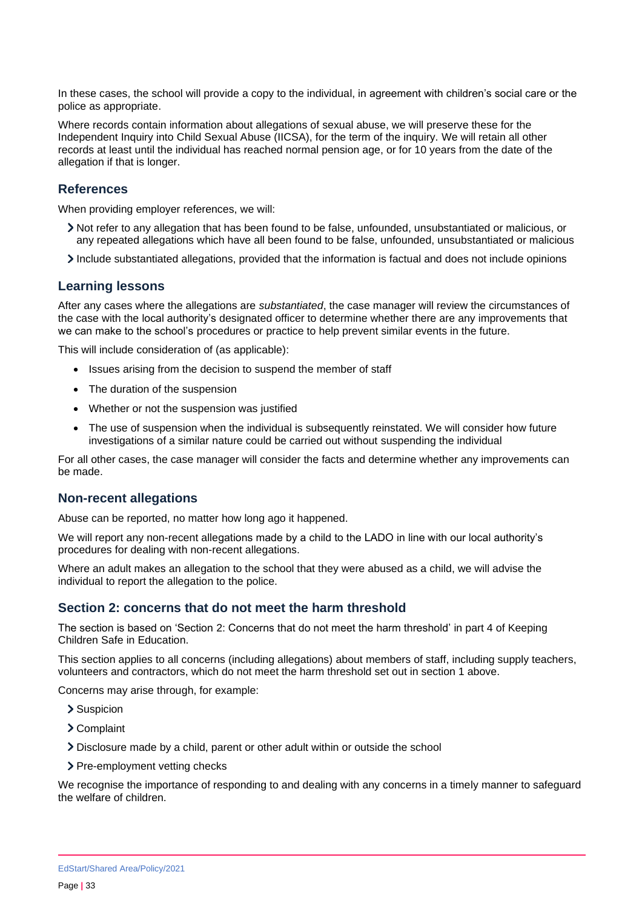In these cases, the school will provide a copy to the individual, in agreement with children's social care or the police as appropriate.

Where records contain information about allegations of sexual abuse, we will preserve these for the Independent Inquiry into Child Sexual Abuse (IICSA), for the term of the inquiry. We will retain all other records at least until the individual has reached normal pension age, or for 10 years from the date of the allegation if that is longer.

## References

When providing employer references, we will:

- Not refer to any allegation that has been found to be false, unfounded, unsubstantiated or malicious, or any repeated allegations which have all been found to be false, unfounded, unsubstantiated or malicious
- Include substantiated allegations, provided that the information is factual and does not include opinions

## Learning lessons

After any cases where the allegations are *substantiated*, the case manager will review the circumstances of the case with the local authority's designated officer to determine whether there are any improvements that we can make to the school's procedures or practice to help prevent similar events in the future.

This will include consideration of (as applicable):

- Issues arising from the decision to suspend the member of staff
- The duration of the suspension
- Whether or not the suspension was justified
- The use of suspension when the individual is subsequently reinstated. We will consider how future investigations of a similar nature could be carried out without suspending the individual

For all other cases, the case manager will consider the facts and determine whether any improvements can be made.

## Non-recent allegations

Abuse can be reported, no matter how long ago it happened.

We will report any non-recent allegations made by a child to the LADO in line with our local authority's procedures for dealing with non-recent allegations.

Where an adult makes an allegation to the school that they were abused as a child, we will advise the individual to report the allegation to the police.

## Section 2: concerns that do not meet the harm threshold

The section is based on 'Section 2: Concerns that do not meet the harm threshold' in part 4 of Keeping Children Safe in Education.

This section applies to all concerns (including allegations) about members of staff, including supply teachers, volunteers and contractors, which do not meet the harm threshold set out in section 1 above.

Concerns may arise through, for example:

- Suspicion
- Complaint
- Disclosure made by a child, parent or other adult within or outside the school
- Pre-employment vetting checks

We recognise the importance of responding to and dealing with any concerns in a timely manner to safeguard the welfare of children.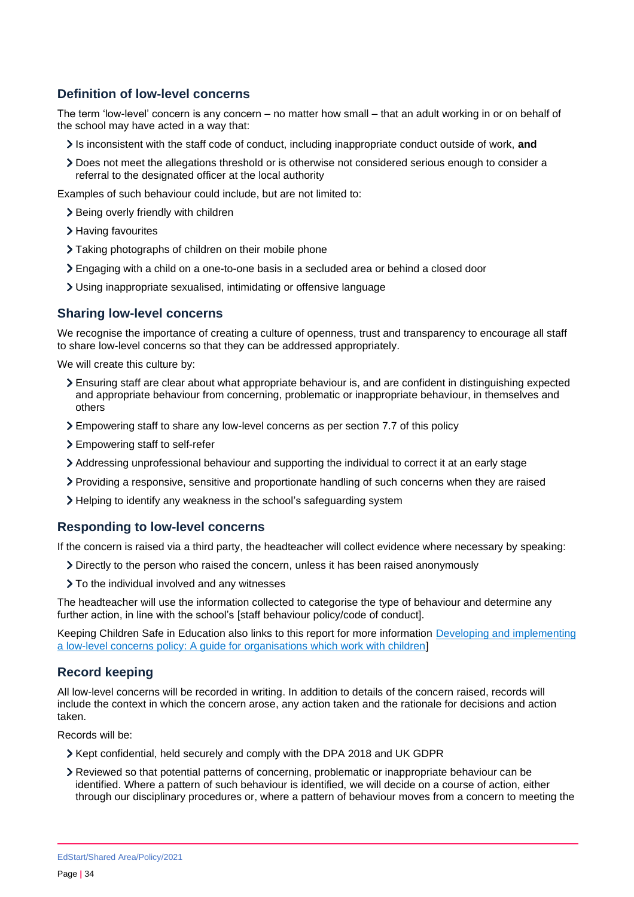### Definition of low-level concerns

The term 'low-level' concern is any concern – no matter how small – that an adult working in or on behalf of the school may have acted in a way that:

- Is inconsistent with the staff code of conduct, including inappropriate conduct outside of work, **and**
- Does not meet the allegations threshold or is otherwise not considered serious enough to consider a referral to the designated officer at the local authority

Examples of such behaviour could include, but are not limited to:

- Being overly friendly with children
- Having favourites
- Taking photographs of children on their mobile phone
- Engaging with a child on a one-to-one basis in a secluded area or behind a closed door
- Using inappropriate sexualised, intimidating or offensive language

### Sharing low-level concerns

We recognise the importance of creating a culture of openness, trust and transparency to encourage all staff to share low-level concerns so that they can be addressed appropriately.

We will create this culture by:

- Ensuring staff are clear about what appropriate behaviour is, and are confident in distinguishing expected and appropriate behaviour from concerning, problematic or inappropriate behaviour, in themselves and others
- Empowering staff to share any low-level concerns as per section 7.7 of this policy
- Empowering staff to self-refer
- Addressing unprofessional behaviour and supporting the individual to correct it at an early stage
- Providing a responsive, sensitive and proportionate handling of such concerns when they are raised
- Helping to identify any weakness in the school's safeguarding system

### Responding to low-level concerns

If the concern is raised via a third party, the headteacher will collect evidence where necessary by speaking:

- Directly to the person who raised the concern, unless it has been raised anonymously
- To the individual involved and any witnesses

The headteacher will use the information collected to categorise the type of behaviour and determine any further action, in line with the school's [staff behaviour policy/code of conduct].

Keeping Children Safe in Education also links to this report for more information Developing and implementing a low-level concerns policy: A guide for organisations which work with children]

### Record keeping

All low-level concerns will be recorded in writing. In addition to details of the concern raised, records will include the context in which the concern arose, any action taken and the rationale for decisions and action taken.

Records will be:

- Kept confidential, held securely and comply with the DPA 2018 and UK GDPR
- Reviewed so that potential patterns of concerning, problematic or inappropriate behaviour can be identified. Where a pattern of such behaviour is identified, we will decide on a course of action, either through our disciplinary procedures or, where a pattern of behaviour moves from a concern to meeting the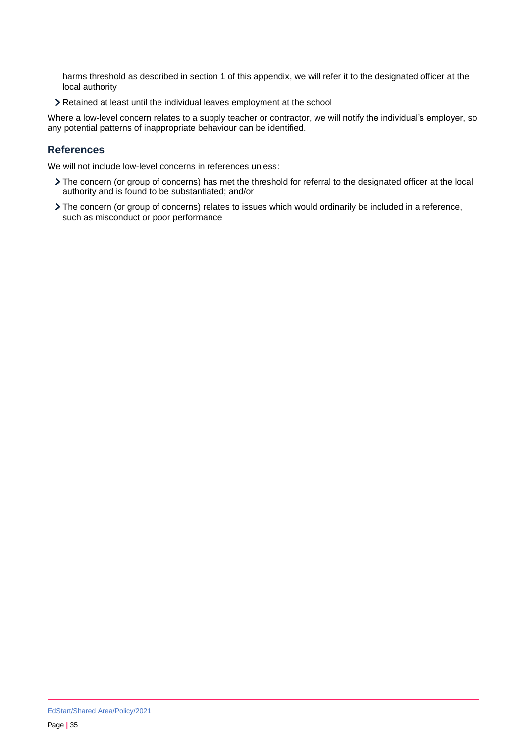harms threshold as described in section 1 of this appendix, we will refer it to the designated officer at the local authority

- Retained at least until the individual leaves employment at the school

Where a low-level concern relates to a supply teacher or contractor, we will notify the individual's employer, so any potential patterns of inappropriate behaviour can be identified.

## References

We will not include low-level concerns in references unless:

- The concern (or group of concerns) has met the threshold for referral to the designated officer at the local authority and is found to be substantiated; and/or
- The concern (or group of concerns) relates to issues which would ordinarily be included in a reference, such as misconduct or poor performance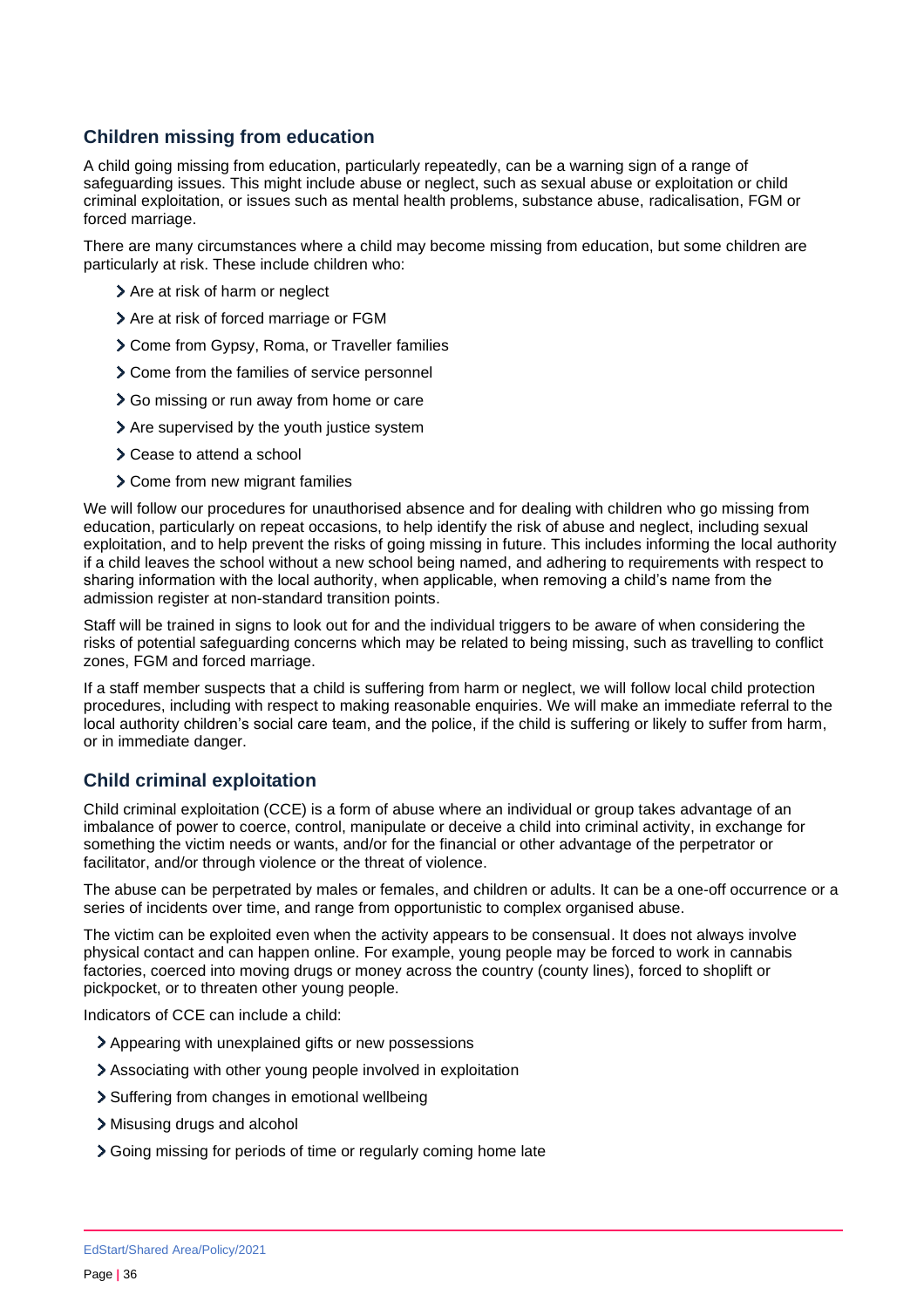## Children missing from education

A child going missing from education, particularly repeatedly, can be a warning sign of a range of safeguarding issues. This might include abuse or neglect, such as sexual abuse or exploitation or child criminal exploitation, or issues such as mental health problems, substance abuse, radicalisation, FGM or forced marriage.

There are many circumstances where a child may become missing from education, but some children are particularly at risk. These include children who:

- Are at risk of harm or neglect
- Are at risk of forced marriage or FGM
- Come from Gypsy, Roma, or Traveller families
- Come from the families of service personnel
- Go missing or run away from home or care
- Are supervised by the youth justice system
- Cease to attend a school
- Come from new migrant families

We will follow our procedures for unauthorised absence and for dealing with children who go missing from education, particularly on repeat occasions, to help identify the risk of abuse and neglect, including sexual exploitation, and to help prevent the risks of going missing in future. This includes informing the local authority if a child leaves the school without a new school being named, and adhering to requirements with respect to sharing information with the local authority, when applicable, when removing a child's name from the admission register at non-standard transition points.

Staff will be trained in signs to look out for and the individual triggers to be aware of when considering the risks of potential safeguarding concerns which may be related to being missing, such as travelling to conflict zones, FGM and forced marriage.

If a staff member suspects that a child is suffering from harm or neglect, we will follow local child protection procedures, including with respect to making reasonable enquiries. We will make an immediate referral to the local authority children's social care team, and the police, if the child is suffering or likely to suffer from harm, or in immediate danger.

## Child criminal exploitation

Child criminal exploitation (CCE) is a form of abuse where an individual or group takes advantage of an imbalance of power to coerce, control, manipulate or deceive a child into criminal activity, in exchange for something the victim needs or wants, and/or for the financial or other advantage of the perpetrator or facilitator, and/or through violence or the threat of violence.

The abuse can be perpetrated by males or females, and children or adults. It can be a one-off occurrence or a series of incidents over time, and range from opportunistic to complex organised abuse.

The victim can be exploited even when the activity appears to be consensual. It does not always involve physical contact and can happen online. For example, young people may be forced to work in cannabis factories, coerced into moving drugs or money across the country (county lines), forced to shoplift or pickpocket, or to threaten other young people.

Indicators of CCE can include a child:

- Appearing with unexplained gifts or new possessions
- Associating with other young people involved in exploitation
- Suffering from changes in emotional wellbeing
- Misusing drugs and alcohol
- Going missing for periods of time or regularly coming home late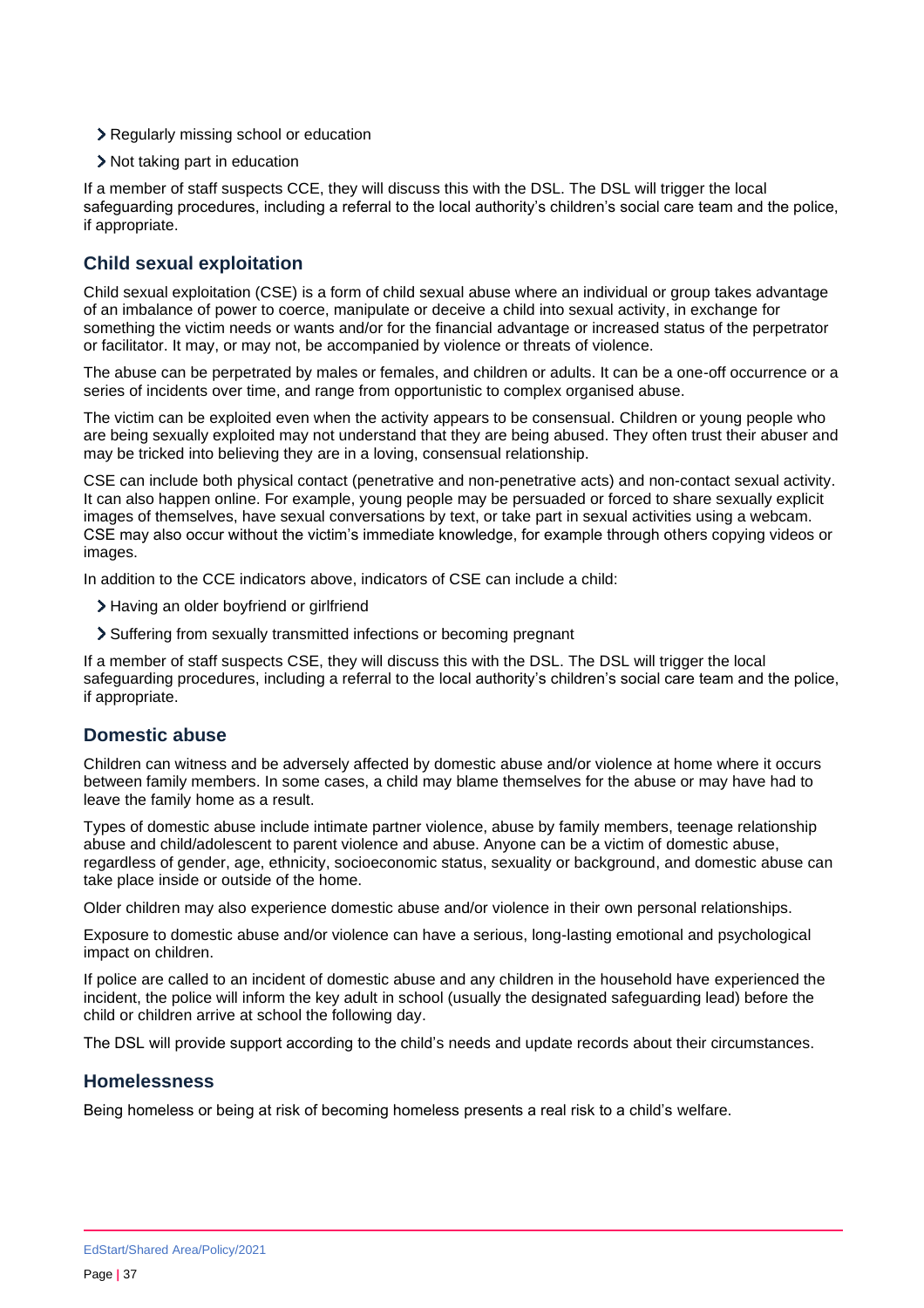- Regularly missing school or education
- Not taking part in education

If a member of staff suspects CCE, they will discuss this with the DSL. The DSL will trigger the local safeguarding procedures, including a referral to the local authority's children's social care team and the police, if appropriate.

### Child sexual exploitation

Child sexual exploitation (CSE) is a form of child sexual abuse where an individual or group takes advantage of an imbalance of power to coerce, manipulate or deceive a child into sexual activity, in exchange for something the victim needs or wants and/or for the financial advantage or increased status of the perpetrator or facilitator. It may, or may not, be accompanied by violence or threats of violence.

The abuse can be perpetrated by males or females, and children or adults. It can be a one-off occurrence or a series of incidents over time, and range from opportunistic to complex organised abuse.

The victim can be exploited even when the activity appears to be consensual. Children or young people who are being sexually exploited may not understand that they are being abused. They often trust their abuser and may be tricked into believing they are in a loving, consensual relationship.

CSE can include both physical contact (penetrative and non-penetrative acts) and non-contact sexual activity. It can also happen online. For example, young people may be persuaded or forced to share sexually explicit images of themselves, have sexual conversations by text, or take part in sexual activities using a webcam. CSE may also occur without the victim's immediate knowledge, for example through others copying videos or images.

In addition to the CCE indicators above, indicators of CSE can include a child:

- Having an older boyfriend or girlfriend
- Suffering from sexually transmitted infections or becoming pregnant

If a member of staff suspects CSE, they will discuss this with the DSL. The DSL will trigger the local safeguarding procedures, including a referral to the local authority's children's social care team and the police, if appropriate.

### Domestic abuse

Children can witness and be adversely affected by domestic abuse and/or violence at home where it occurs between family members. In some cases, a child may blame themselves for the abuse or may have had to leave the family home as a result.

Types of domestic abuse include intimate partner violence, abuse by family members, teenage relationship abuse and child/adolescent to parent violence and abuse. Anyone can be a victim of domestic abuse, regardless of gender, age, ethnicity, socioeconomic status, sexuality or background, and domestic abuse can take place inside or outside of the home.

Older children may also experience domestic abuse and/or violence in their own personal relationships.

Exposure to domestic abuse and/or violence can have a serious, long-lasting emotional and psychological impact on children.

If police are called to an incident of domestic abuse and any children in the household have experienced the incident, the police will inform the key adult in school (usually the designated safeguarding lead) before the child or children arrive at school the following day.

The DSL will provide support according to the child's needs and update records about their circumstances.

### Homelessness

Being homeless or being at risk of becoming homeless presents a real risk to a child's welfare.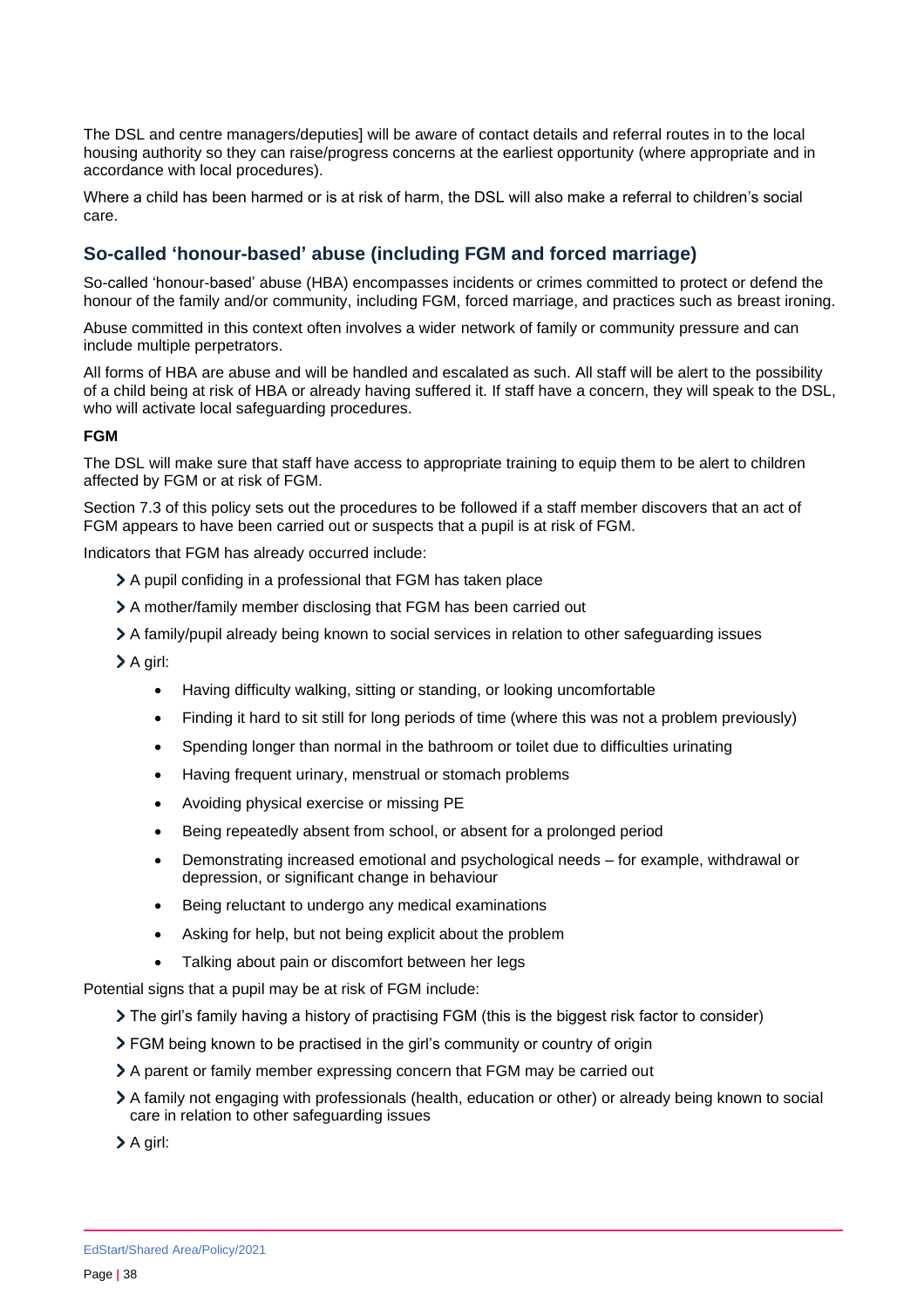The DSL and centre managers/deputies] will be aware of contact details and referral routes in to the local housing authority so they can raise/progress concerns at the earliest opportunity (where appropriate and in accordance with local procedures).

Where a child has been harmed or is at risk of harm, the DSL will also make a referral to children's social care.

## So-called 'honour-based' abuse (including FGM and forced marriage)

So-called 'honour-based' abuse (HBA) encompasses incidents or crimes committed to protect or defend the honour of the family and/or community, including FGM, forced marriage, and practices such as breast ironing.

Abuse committed in this context often involves a wider network of family or community pressure and can include multiple perpetrators.

All forms of HBA are abuse and will be handled and escalated as such. All staff will be alert to the possibility of a child being at risk of HBA or already having suffered it. If staff have a concern, they will speak to the DSL, who will activate local safeguarding procedures.

**FGM**

The DSL will make sure that staff have access to appropriate training to equip them to be alert to children affected by FGM or at risk of FGM.

Section 7.3 of this policy sets out the procedures to be followed if a staff member discovers that an act of FGM appears to have been carried out or suspects that a pupil is at risk of FGM.

Indicators that FGM has already occurred include:

- A pupil confiding in a professional that FGM has taken place
- A mother/family member disclosing that FGM has been carried out
- A family/pupil already being known to social services in relation to other safeguarding issues
- A girl:
    - Having difficulty walking, sitting or standing, or looking uncomfortable
    - Finding it hard to sit still for long periods of time (where this was not a problem previously)
    - Spending longer than normal in the bathroom or toilet due to difficulties urinating
    - Having frequent urinary, menstrual or stomach problems
    - Avoiding physical exercise or missing PE
    - Being repeatedly absent from school, or absent for a prolonged period
    - Demonstrating increased emotional and psychological needs – for example, withdrawal or depression, or significant change in behaviour
    - Being reluctant to undergo any medical examinations
    - Asking for help, but not being explicit about the problem
    - Talking about pain or discomfort between her legs

Potential signs that a pupil may be at risk of FGM include:

- The girl's family having a history of practising FGM (this is the biggest risk factor to consider)
- FGM being known to be practised in the girl's community or country of origin
- A parent or family member expressing concern that FGM may be carried out
- A family not engaging with professionals (health, education or other) or already being known to social care in relation to other safeguarding issues
- A girl: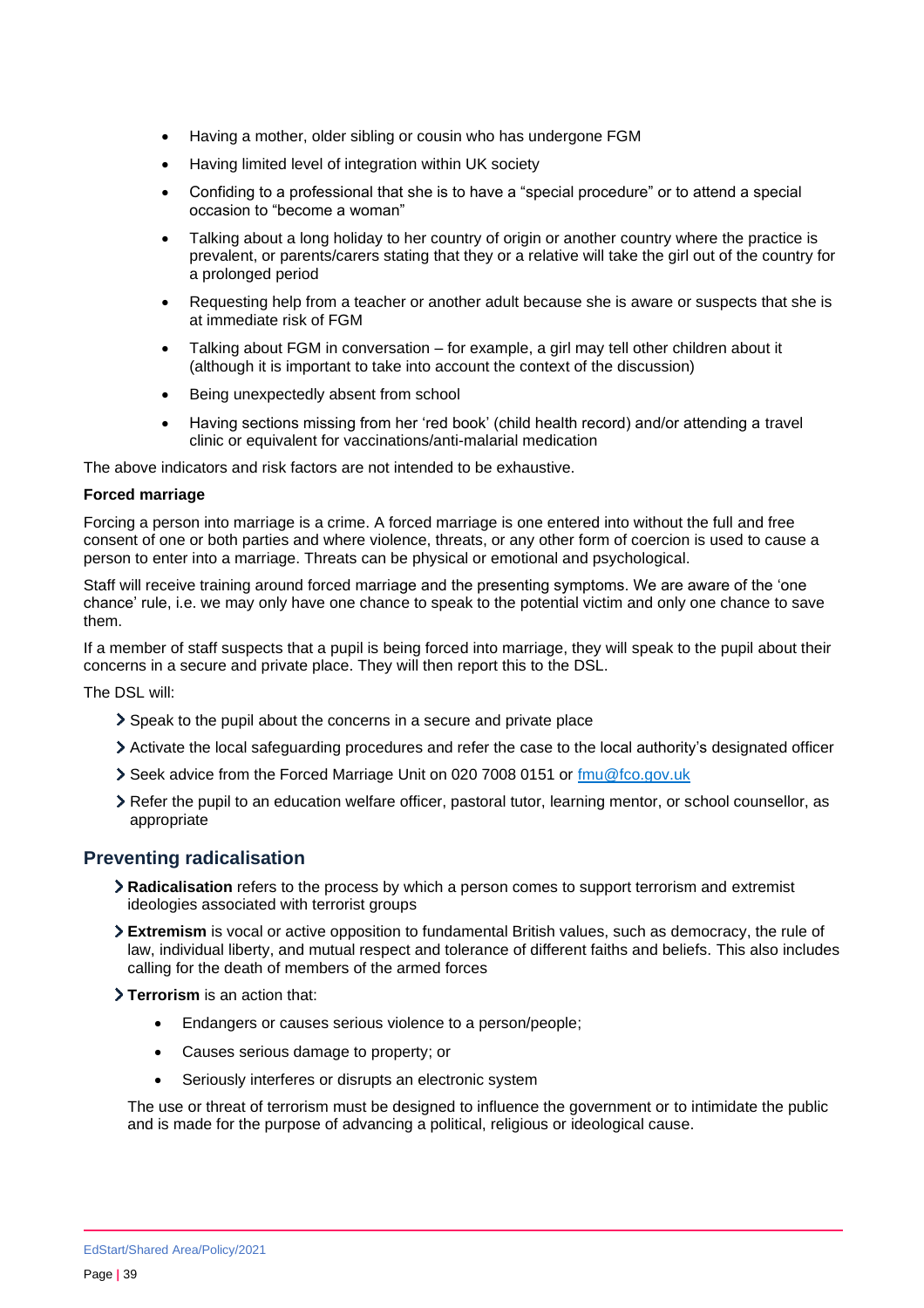- Having a mother, older sibling or cousin who has undergone FGM
- Having limited level of integration within UK society
- Confiding to a professional that she is to have a "special procedure" or to attend a special occasion to "become a woman"
- Talking about a long holiday to her country of origin or another country where the practice is prevalent, or parents/carers stating that they or a relative will take the girl out of the country for a prolonged period
- Requesting help from a teacher or another adult because she is aware or suspects that she is at immediate risk of FGM
- Talking about FGM in conversation – for example, a girl may tell other children about it (although it is important to take into account the context of the discussion)
- Being unexpectedly absent from school
- Having sections missing from her 'red book' (child health record) and/or attending a travel clinic or equivalent for vaccinations/anti-malarial medication

The above indicators and risk factors are not intended to be exhaustive.

**Forced marriage**

Forcing a person into marriage is a crime. A forced marriage is one entered into without the full and free consent of one or both parties and where violence, threats, or any other form of coercion is used to cause a person to enter into a marriage. Threats can be physical or emotional and psychological.

Staff will receive training around forced marriage and the presenting symptoms. We are aware of the 'one chance' rule, i.e. we may only have one chance to speak to the potential victim and only one chance to save them.

If a member of staff suspects that a pupil is being forced into marriage, they will speak to the pupil about their concerns in a secure and private place. They will then report this to the DSL.

The DSL will:

- Speak to the pupil about the concerns in a secure and private place
- Activate the local safeguarding procedures and refer the case to the local authority's designated officer
- Seek advice from the Forced Marriage Unit on 020 7008 0151 or fmu@fco.gov.uk
- Refer the pupil to an education welfare officer, pastoral tutor, learning mentor, or school counsellor, as appropriate

## Preventing radicalisation

- **Radicalisation** refers to the process by which a person comes to support terrorism and extremist ideologies associated with terrorist groups
- **Extremism** is vocal or active opposition to fundamental British values, such as democracy, the rule of law, individual liberty, and mutual respect and tolerance of different faiths and beliefs. This also includes calling for the death of members of the armed forces
- **Terrorism** is an action that:
  - Endangers or causes serious violence to a person/people;
  - Causes serious damage to property; or
  - Seriously interferes or disrupts an electronic system

  The use or threat of terrorism must be designed to influence the government or to intimidate the public and is made for the purpose of advancing a political, religious or ideological cause.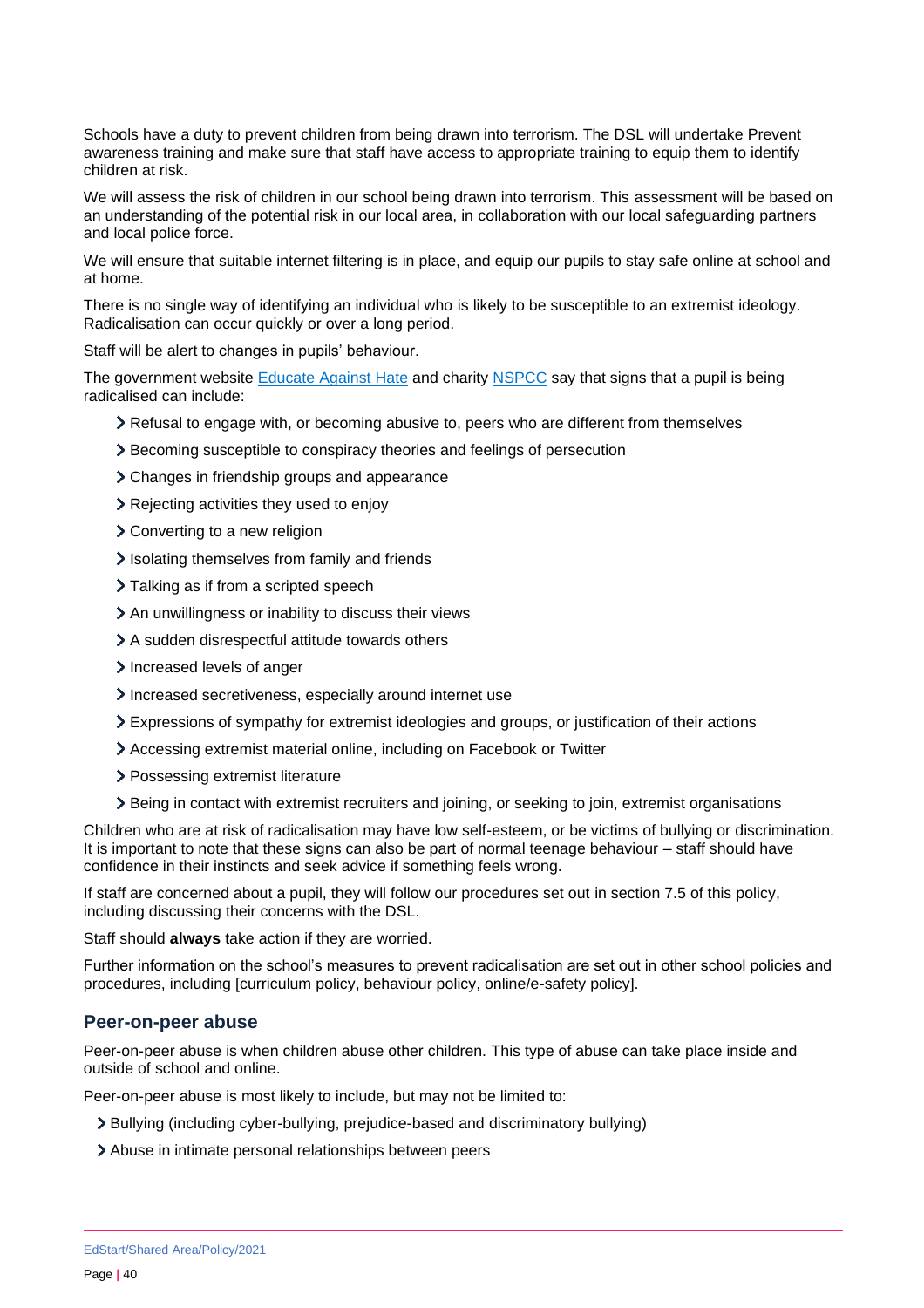Schools have a duty to prevent children from being drawn into terrorism. The DSL will undertake Prevent awareness training and make sure that staff have access to appropriate training to equip them to identify children at risk.

We will assess the risk of children in our school being drawn into terrorism. This assessment will be based on an understanding of the potential risk in our local area, in collaboration with our local safeguarding partners and local police force.

We will ensure that suitable internet filtering is in place, and equip our pupils to stay safe online at school and at home.

There is no single way of identifying an individual who is likely to be susceptible to an extremist ideology. Radicalisation can occur quickly or over a long period.

Staff will be alert to changes in pupils' behaviour.

The government website [Educate Against Hate] and charity [NSPCC] say that signs that a pupil is being radicalised can include:

- Refusal to engage with, or becoming abusive to, peers who are different from themselves
- Becoming susceptible to conspiracy theories and feelings of persecution
- Changes in friendship groups and appearance
- Rejecting activities they used to enjoy
- Converting to a new religion
- Isolating themselves from family and friends
- Talking as if from a scripted speech
- An unwillingness or inability to discuss their views
- A sudden disrespectful attitude towards others
- Increased levels of anger
- Increased secretiveness, especially around internet use
- Expressions of sympathy for extremist ideologies and groups, or justification of their actions
- Accessing extremist material online, including on Facebook or Twitter
- Possessing extremist literature
- Being in contact with extremist recruiters and joining, or seeking to join, extremist organisations

Children who are at risk of radicalisation may have low self-esteem, or be victims of bullying or discrimination. It is important to note that these signs can also be part of normal teenage behaviour – staff should have confidence in their instincts and seek advice if something feels wrong.

If staff are concerned about a pupil, they will follow our procedures set out in section 7.5 of this policy, including discussing their concerns with the DSL.

Staff should **always** take action if they are worried.

Further information on the school's measures to prevent radicalisation are set out in other school policies and procedures, including [curriculum policy, behaviour policy, online/e-safety policy].

### Peer-on-peer abuse

Peer-on-peer abuse is when children abuse other children. This type of abuse can take place inside and outside of school and online.

Peer-on-peer abuse is most likely to include, but may not be limited to:

- Bullying (including cyber-bullying, prejudice-based and discriminatory bullying)
- Abuse in intimate personal relationships between peers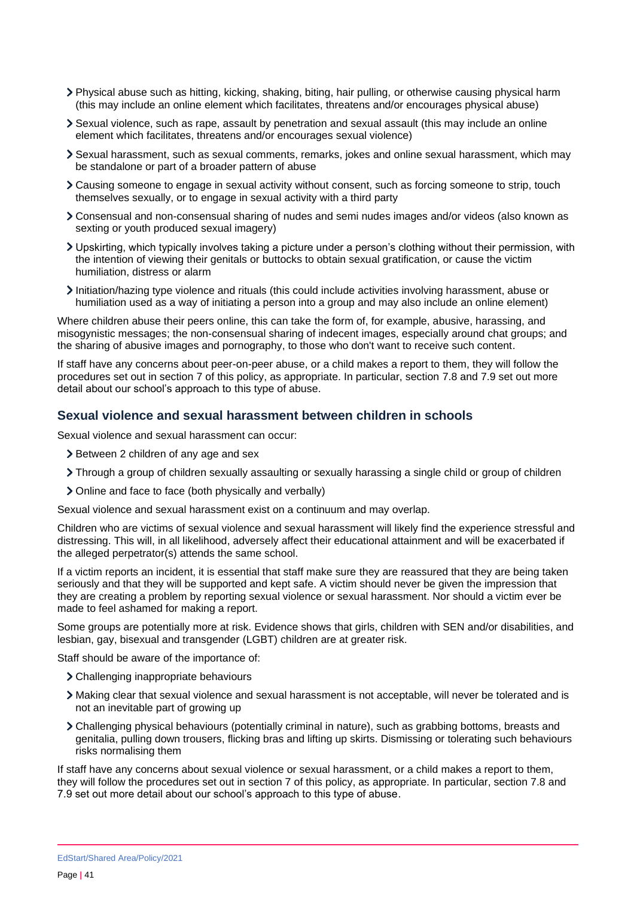- Physical abuse such as hitting, kicking, shaking, biting, hair pulling, or otherwise causing physical harm (this may include an online element which facilitates, threatens and/or encourages physical abuse)
- Sexual violence, such as rape, assault by penetration and sexual assault (this may include an online element which facilitates, threatens and/or encourages sexual violence)
- Sexual harassment, such as sexual comments, remarks, jokes and online sexual harassment, which may be standalone or part of a broader pattern of abuse
- Causing someone to engage in sexual activity without consent, such as forcing someone to strip, touch themselves sexually, or to engage in sexual activity with a third party
- Consensual and non-consensual sharing of nudes and semi nudes images and/or videos (also known as sexting or youth produced sexual imagery)
- Upskirting, which typically involves taking a picture under a person's clothing without their permission, with the intention of viewing their genitals or buttocks to obtain sexual gratification, or cause the victim humiliation, distress or alarm
- Initiation/hazing type violence and rituals (this could include activities involving harassment, abuse or humiliation used as a way of initiating a person into a group and may also include an online element)

Where children abuse their peers online, this can take the form of, for example, abusive, harassing, and misogynistic messages; the non-consensual sharing of indecent images, especially around chat groups; and the sharing of abusive images and pornography, to those who don't want to receive such content.

If staff have any concerns about peer-on-peer abuse, or a child makes a report to them, they will follow the procedures set out in section 7 of this policy, as appropriate. In particular, section 7.8 and 7.9 set out more detail about our school's approach to this type of abuse.

### Sexual violence and sexual harassment between children in schools

Sexual violence and sexual harassment can occur:

- Between 2 children of any age and sex
- Through a group of children sexually assaulting or sexually harassing a single child or group of children
- Online and face to face (both physically and verbally)

Sexual violence and sexual harassment exist on a continuum and may overlap.

Children who are victims of sexual violence and sexual harassment will likely find the experience stressful and distressing. This will, in all likelihood, adversely affect their educational attainment and will be exacerbated if the alleged perpetrator(s) attends the same school.

If a victim reports an incident, it is essential that staff make sure they are reassured that they are being taken seriously and that they will be supported and kept safe. A victim should never be given the impression that they are creating a problem by reporting sexual violence or sexual harassment. Nor should a victim ever be made to feel ashamed for making a report.

Some groups are potentially more at risk. Evidence shows that girls, children with SEN and/or disabilities, and lesbian, gay, bisexual and transgender (LGBT) children are at greater risk.

Staff should be aware of the importance of:

- Challenging inappropriate behaviours
- Making clear that sexual violence and sexual harassment is not acceptable, will never be tolerated and is not an inevitable part of growing up
- Challenging physical behaviours (potentially criminal in nature), such as grabbing bottoms, breasts and genitalia, pulling down trousers, flicking bras and lifting up skirts. Dismissing or tolerating such behaviours risks normalising them

If staff have any concerns about sexual violence or sexual harassment, or a child makes a report to them, they will follow the procedures set out in section 7 of this policy, as appropriate. In particular, section 7.8 and 7.9 set out more detail about our school's approach to this type of abuse.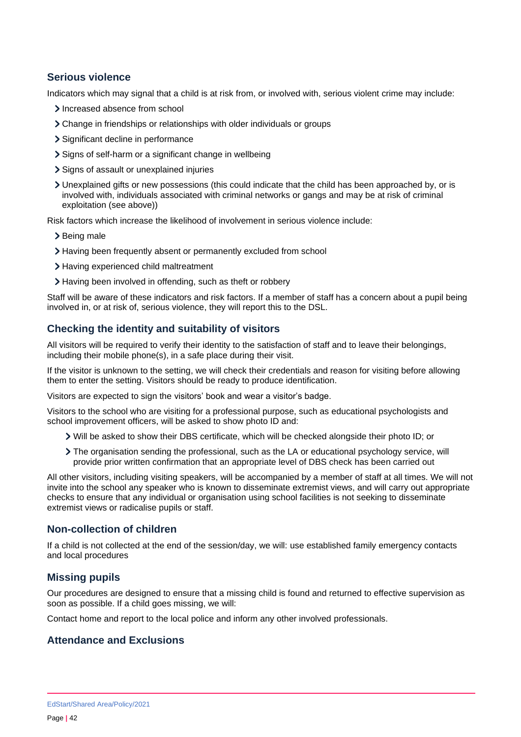## Serious violence

Indicators which may signal that a child is at risk from, or involved with, serious violent crime may include:

- Increased absence from school
- Change in friendships or relationships with older individuals or groups
- Significant decline in performance
- Signs of self-harm or a significant change in wellbeing
- Signs of assault or unexplained injuries
- Unexplained gifts or new possessions (this could indicate that the child has been approached by, or is involved with, individuals associated with criminal networks or gangs and may be at risk of criminal exploitation (see above))

Risk factors which increase the likelihood of involvement in serious violence include:

- Being male
- Having been frequently absent or permanently excluded from school
- Having experienced child maltreatment
- Having been involved in offending, such as theft or robbery

Staff will be aware of these indicators and risk factors. If a member of staff has a concern about a pupil being involved in, or at risk of, serious violence, they will report this to the DSL.

## Checking the identity and suitability of visitors

All visitors will be required to verify their identity to the satisfaction of staff and to leave their belongings, including their mobile phone(s), in a safe place during their visit.

If the visitor is unknown to the setting, we will check their credentials and reason for visiting before allowing them to enter the setting. Visitors should be ready to produce identification.

Visitors are expected to sign the visitors' book and wear a visitor's badge.

Visitors to the school who are visiting for a professional purpose, such as educational psychologists and school improvement officers, will be asked to show photo ID and:

- Will be asked to show their DBS certificate, which will be checked alongside their photo ID; or
- The organisation sending the professional, such as the LA or educational psychology service, will provide prior written confirmation that an appropriate level of DBS check has been carried out

All other visitors, including visiting speakers, will be accompanied by a member of staff at all times. We will not invite into the school any speaker who is known to disseminate extremist views, and will carry out appropriate checks to ensure that any individual or organisation using school facilities is not seeking to disseminate extremist views or radicalise pupils or staff.

## Non-collection of children

If a child is not collected at the end of the session/day, we will: use established family emergency contacts and local procedures

## Missing pupils

Our procedures are designed to ensure that a missing child is found and returned to effective supervision as soon as possible. If a child goes missing, we will:

Contact home and report to the local police and inform any other involved professionals.

## Attendance and Exclusions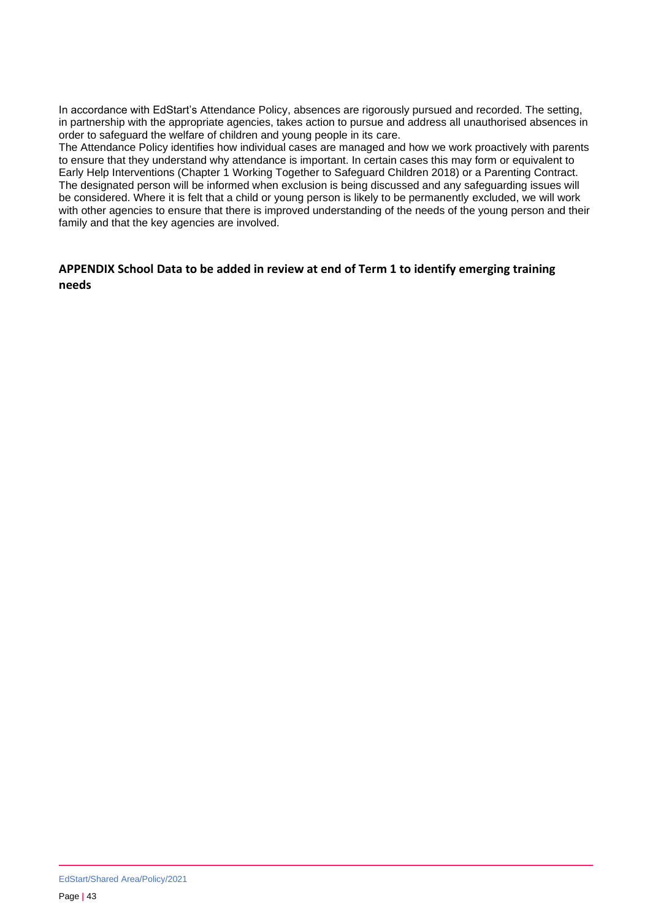In accordance with EdStart's Attendance Policy, absences are rigorously pursued and recorded. The setting, in partnership with the appropriate agencies, takes action to pursue and address all unauthorised absences in order to safeguard the welfare of children and young people in its care.

The Attendance Policy identifies how individual cases are managed and how we work proactively with parents to ensure that they understand why attendance is important. In certain cases this may form or equivalent to Early Help Interventions (Chapter 1 Working Together to Safeguard Children 2018) or a Parenting Contract. The designated person will be informed when exclusion is being discussed and any safeguarding issues will be considered. Where it is felt that a child or young person is likely to be permanently excluded, we will work with other agencies to ensure that there is improved understanding of the needs of the young person and their family and that the key agencies are involved.

## APPENDIX School Data to be added in review at end of Term 1 to identify emerging training needs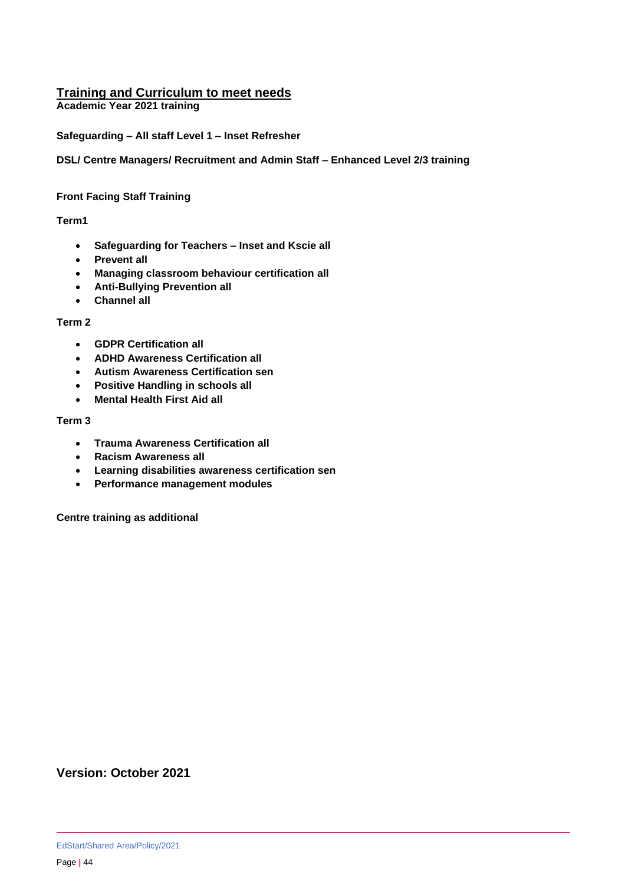## Training and Curriculum to meet needs

**Academic Year 2021 training**

**Safeguarding – All staff Level 1 – Inset Refresher**

**DSL/ Centre Managers/ Recruitment and Admin Staff – Enhanced Level 2/3 training**

**Front Facing Staff Training**

**Term1**

- **Safeguarding for Teachers – Inset and Kscie all**
- **Prevent all**
- **Managing classroom behaviour certification all**
- **Anti-Bullying Prevention all**
- **Channel all**

**Term 2**

- **GDPR Certification all**
- **ADHD Awareness Certification all**
- **Autism Awareness Certification sen**
- **Positive Handling in schools all**
- **Mental Health First Aid all**

**Term 3**

- **Trauma Awareness Certification all**
- **Racism Awareness all**
- **Learning disabilities awareness certification sen**
- **Performance management modules**

**Centre training as additional**

**Version: October 2021**

EdStart/Shared Area/Policy/2021